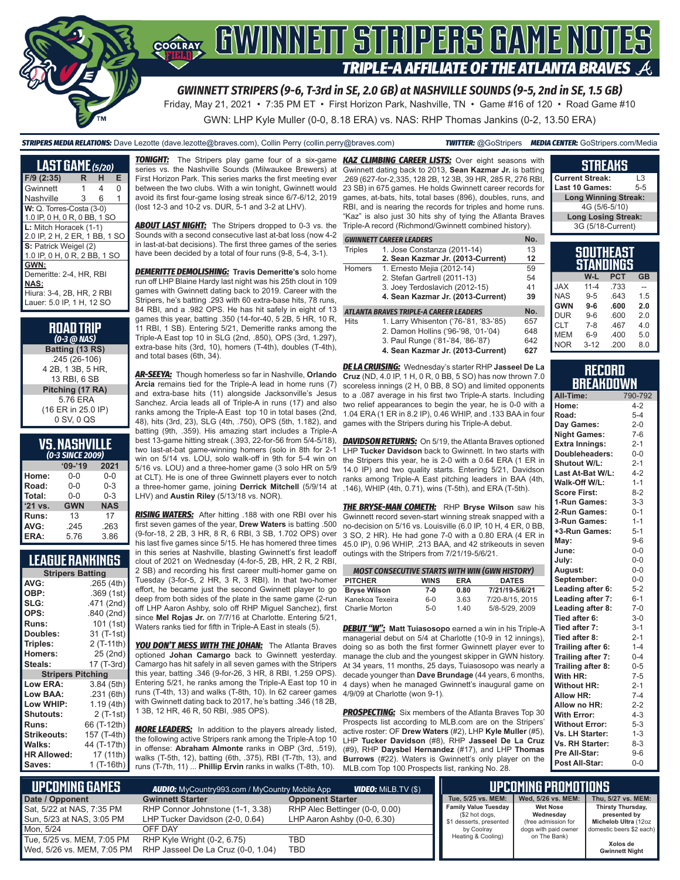# GWINNETT STRIPERS GAME NOTES

## TRIPLE-A AFFILIATE OF THE ATLANTA BRAVES

### GWINNETT STRIPERS (9-6, T-3rd in SE, 2.0 GB) at NASHVILLE SOUNDS (9-5, 2nd in SE, 1.5 GB)

Friday, May 21, 2021 • 7:35 PM ET • First Horizon Park, Nashville, TN • Game #16 of 120 • Road Game #10

GWN: LHP Kyle Muller (0-0, 8.18 ERA) vs. NAS: RHP Thomas Jankins (0-2, 13.50 ERA)

**STRIPERS MEDIA RELATIONS:** Dave Lezotte (dave.lezotte@braves.com), Collin Perry (collin.perry@braves.com) **TWITTER:** @GoStripers **MEDIA CENTER:** GoStripers.com/Media

## LAST GAME (5/20)

| F/9 (2:35) | R | H | E |
|---|---|---|---|
| Gwinnett | 1 | 4 | 0 |
| Nashville | 3 | 6 | 1 |

**W:** Q. Torres-Costa (3-0)
1.0 IP, 0 H, 0 R, 0 BB, 1 SO

**L:** Mitch Horacek (1-1)
2.0 IP, 2 H, 2 ER, 1 BB, 1 SO

**S:** Patrick Weigel (2)
1.0 IP, 0 H, 0 R, 2 BB, 1 SO

**GWN:**
Demeritte: 2-4, HR, RBI

**NAS:**
Hiura: 3-4, 2B, HR, 2 RBI
Lauer: 5.0 IP, 1 H, 12 SO

## ROAD TRIP
*(0-3 @ NAS)*

**Batting (13 RS)**
.245 (26-106)
4 2B, 1 3B, 5 HR,
13 RBI, 6 SB

**Pitching (17 RA)**
5.76 ERA
(16 ER in 25.0 IP)
0 SV, 0 QS

## VS. NASHVILLE
*(0-3 SINCE 2009)*

| | '09-'19 | 2021 |
|---|---|---|
| Home: | 0-0 | 0-0 |
| Road: | 0-0 | 0-3 |
| Total: | 0-0 | 0-3 |
| '21 vs. | GWN | NAS |
| Runs: | 13 | 17 |
| AVG: | .245 | .263 |
| ERA: | 5.76 | 3.86 |

## LEAGUE RANKINGS

| Stripers Batting | |
|---|---|
| AVG: | .265 (4th) |
| OBP: | .369 (1st) |
| SLG: | .471 (2nd) |
| OPS: | .840 (2nd) |
| Runs: | 101 (1st) |
| Doubles: | 31 (T-1st) |
| Triples: | 2 (T-11th) |
| Homers: | 25 (2nd) |
| Steals: | 17 (T-3rd) |
| **Stripers Pitching** | |
| Low ERA: | 3.84 (5th) |
| Low BAA: | .231 (6th) |
| Low WHIP: | 1.19 (4th) |
| Shutouts: | 2 (T-1st) |
| Runs: | 66 (T-12th) |
| Strikeouts: | 157 (T-4th) |
| Walks: | 44 (T-17th) |
| HR Allowed: | 17 (11th) |
| Saves: | 1 (T-16th) |

***TONIGHT:*** The Stripers play game four of a six-game series vs. the Nashville Sounds (Milwaukee Brewers) at First Horizon Park. This series marks the first meeting ever between the two clubs. With a win tonight, Gwinnett would avoid its first four-game losing streak since 6/7-6/12, 2019 (lost 12-3 and 10-2 vs. DUR, 5-1 and 3-2 at LHV).

***ABOUT LAST NIGHT:*** The Stripers dropped to 0-3 vs. the Sounds with a second consecutive last at-bat loss (now 4-2 in last-at-bat decisions). The first three games of the series have been decided by a total of four runs (9-8, 5-4, 3-1).

***DEMERITTE DEMOLISHING:*** **Travis Demeritte's** solo home run off LHP Blaine Hardy last night was his 25th clout in 109 games with Gwinnett dating back to 2019. Career with the Stripers, he's batting .293 with 60 extra-base hits, 78 runs, 84 RBI, and a .982 OPS. He has hit safely in eight of 13 games this year, batting .350 (14-for-40, 5 2B, 5 HR, 10 R, 11 RBI, 1 SB). Entering 5/21, Demeritte ranks among the Triple-A East top 10 in SLG (2nd, .850), OPS (3rd, 1.297), extra-base hits (3rd, 10), homers (T-4th), doubles (T-4th), and total bases (6th, 34).

***AR-SEEYA:*** Though homerless so far in Nashville, **Orlando Arcia** remains tied for the Triple-A lead in home runs (7) and extra-base hits (11) alongside Jacksonville's Jesus Sanchez. Arcia leads all of Triple-A in runs (17) and also ranks among the Triple-A East top 10 in total bases (2nd, 48), hits (3rd, 23), SLG (4th, .750), OPS (5th, 1.182), and batting (9th, .359). His amazing start includes a Triple-A best 13-game hitting streak (.393, 22-for-56 from 5/4-5/18), two last-at-bat game-winning homers (solo in 8th for 2-1 win on 5/14 vs. LOU, solo walk-off in 9th for 5-4 win on 5/16 vs. LOU) and a three-homer game (3 solo HR on 5/9 at CLT). He is one of three Gwinnett players ever to notch a three-homer game, joining **Derrick Mitchell** (5/9/14 at LHV) and **Austin Riley** (5/13/18 vs. NOR).

***RISING WATERS:*** After hitting .188 with one RBI over his first seven games of the year, **Drew Waters** is batting .500 (9-for-18, 2 2B, 3 HR, 8 R, 6 RBI, 3 SB, 1.702 OPS) over his last five games since 5/15. He has homered three times in this series at Nashville, blasting Gwinnett's first leadoff clout of 2021 on Wednesday (4-for-5, 2B, HR, 2 R, 2 RBI, 2 SB) and recording his first career multi-homer game on Tuesday (3-for-5, 2 HR, 3 R, 3 RBI). In that two-homer effort, he became just the second Gwinnett player to go deep from both sides of the plate in the same game (2-run off LHP Aaron Ashby, solo off RHP Miguel Sanchez), first since **Mel Rojas Jr.** on 7/7/16 at Charlotte. Entering 5/21, Waters ranks tied for fifth in Triple-A East in steals (5).

***YOU DON'T MESS WITH THE JOHAN:*** The Atlanta Braves optioned **Johan Camargo** back to Gwinnett yesterday. Camargo has hit safely in all seven games with the Stripers this year, batting .346 (9-for-26, 3 HR, 8 RBI, 1.259 OPS). Entering 5/21, he ranks among the Triple-A East top 10 in runs (T-4th, 13) and walks (T-8th, 10). In 62 career games with Gwinnett dating back to 2017, he's batting .346 (18 2B, 1 3B, 12 HR, 46 R, 50 RBI, .985 OPS).

***MORE LEADERS:*** In addition to the players already listed, the following active Stripers rank among the Triple-A top 10 in offense: **Abraham Almonte** ranks in OBP (3rd, .519), walks (T-5th, 12), batting (6th, .375), RBI (T-7th, 13), and runs (T-7th, 11) ... **Phillip Ervin** ranks in walks (T-8th, 10).

***KAZ CLIMBING CAREER LISTS:*** Over eight seasons with Gwinnett dating back to 2013, **Sean Kazmar Jr.** is batting .269 (627-for-2,335, 128 2B, 12 3B, 39 HR, 285 R, 276 RBI, 23 SB) in 675 games. He holds Gwinnett career records for games, at-bats, hits, total bases (896), doubles, runs, and RBI, and is nearing the records for triples and home runs. "Kaz" is also just 30 hits shy of tying the Atlanta Braves Triple-A record (Richmond/Gwinnett combined history).

| GWINNETT CAREER LEADERS | | No. |
|---|---|---|
| Triples | 1. Jose Constanza (2011-14) | 13 |
| | **2. Sean Kazmar Jr. (2013-Current)** | **12** |
| Homers | 1. Ernesto Mejia (2012-14) | 59 |
| | 2. Stefan Gartrell (2011-13) | 54 |
| | 3. Joey Terdoslavich (2012-15) | 41 |
| | **4. Sean Kazmar Jr. (2013-Current)** | **39** |
| **ATLANTA BRAVES TRIPLE-A CAREER LEADERS** | | **No.** |
| Hits | 1. Larry Whisenton ('76-'81, '83-'85) | 657 |
| | 2. Damon Hollins ('96-'98, '01-'04) | 648 |
| | 3. Paul Runge ('81-'84, '86-'87) | 642 |
| | **4. Sean Kazmar Jr. (2013-Current)** | **627** |

***DE LA CRUISING:*** Wednesday's starter RHP **Jasseel De La Cruz** (ND, 4.0 IP, 1 H, 0 R, 0 BB, 5 SO) has now thrown 7.0 scoreless innings (2 H, 0 BB, 8 SO) and limited opponents to a .087 average in his first two Triple-A starts. Including two relief appearances to begin the year, he is 0-0 with a 1.04 ERA (1 ER in 8.2 IP), 0.46 WHIP, and .133 BAA in four games with the Stripers during his Triple-A debut.

***DAVIDSON RETURNS:*** On 5/19, the Atlanta Braves optioned LHP **Tucker Davidson** back to Gwinnett. In two starts with the Stripers this year, he is 2-0 with a 0.64 ERA (1 ER in 14.0 IP) and two quality starts. Entering 5/21, Davidson ranks among Triple-A East pitching leaders in BAA (4th, .146), WHIP (4th, 0.71), wins (T-5th), and ERA (T-5th).

***THE BRYSE-MAN COMETH:*** RHP **Bryse Wilson** saw his Gwinnett record seven-start winning streak snapped with a no-decision on 5/16 vs. Louisville (6.0 IP, 10 H, 4 ER, 0 BB, 3 SO, 2 HR). He had gone 7-0 with a 0.80 ERA (4 ER in 45.0 IP), 0.96 WHIP, .213 BAA and 42 strikeouts in seven outings with the Stripers from 7/21/19-5/6/21.

| MOST CONSECUTIVE STARTS WITH WIN (GWN HISTORY) | | | |
|---|---|---|---|
| **PITCHER** | **WINS** | **ERA** | **DATES** |
| **Bryse Wilson** | **7-0** | **0.80** | **7/21/19-5/6/21** |
| Kanekoa Texeira | 6-0 | 3.63 | 7/20-8/15, 2015 |
| Charlie Morton | 5-0 | 1.40 | 5/8-5/29, 2009 |

***DEBUT "W":*** **Matt Tuiasosopo** earned a win in his Triple-A managerial debut on 5/4 at Charlotte (10-9 in 12 innings), doing so as both the first former Gwinnett player ever to manage the club and the youngest skipper in GWN history. At 34 years, 11 months, 25 days, Tuiasosopo was nearly a decade younger than **Dave Brundage** (44 years, 6 months, 4 days) when he managed Gwinnett's inaugural game on 4/9/09 at Charlotte (won 9-1).

***PROSPECTING:*** Six members of the Atlanta Braves Top 30 Prospects list according to MLB.com are on the Stripers' active roster: OF **Drew Waters** (#2), LHP **Kyle Muller** (#5), LHP **Tucker Davidson** (#8), RHP **Jasseel De La Cruz** (#9), RHP **Daysbel Hernandez** (#17), and LHP **Thomas Burrows** (#22). Waters is Gwinnett's only player on the MLB.com Top 100 Prospects list, ranking No. 28.

## STREAKS

| | |
|---|---|
| Current Streak: | L3 |
| Last 10 Games: | 5-5 |
| **Long Winning Streak:** | |
| 4G (5/6-5/10) | |
| **Long Losing Streak:** | |
| 3G (5/18-Current) | |

## SOUTHEAST STANDINGS

| | W-L | PCT | GB |
|---|---|---|---|
| JAX | 11-4 | .733 | -- |
| NAS | 9-5 | .643 | 1.5 |
| **GWN** | **9-6** | **.600** | **2.0** |
| DUR | 9-6 | .600 | 2.0 |
| CLT | 7-8 | .467 | 4.0 |
| MEM | 6-9 | .400 | 5.0 |
| NOR | 3-12 | .200 | 8.0 |

## RECORD BREAKDOWN

| | |
|---|---|
| **All-Time:** | 790-792 |
| **Home:** | 4-2 |
| **Road:** | 5-4 |
| **Day Games:** | 2-0 |
| **Night Games:** | 7-6 |
| **Extra Innings:** | 2-1 |
| **Doubleheaders:** | 0-0 |
| **Shutout W/L:** | 2-1 |
| **Last At-Bat W/L:** | 4-2 |
| **Walk-Off W/L:** | 1-1 |
| **Score First:** | 8-2 |
| **1-Run Games:** | 3-3 |
| **2-Run Games:** | 0-1 |
| **3-Run Games:** | 1-1 |
| **+3-Run Games:** | 5-1 |
| **May:** | 9-6 |
| **June:** | 0-0 |
| **July:** | 0-0 |
| **August:** | 0-0 |
| **September:** | 0-0 |
| **Leading after 6:** | 5-2 |
| **Leading after 7:** | 6-1 |
| **Leading after 8:** | 7-0 |
| **Tied after 6:** | 3-0 |
| **Tied after 7:** | 3-1 |
| **Tied after 8:** | 2-1 |
| **Trailing after 6:** | 1-4 |
| **Trailing after 7:** | 0-4 |
| **Trailing after 8:** | 0-5 |
| **With HR:** | 7-5 |
| **Without HR:** | 2-1 |
| **Allow HR:** | 7-4 |
| **Allow no HR:** | 2-2 |
| **With Error:** | 4-3 |
| **Without Error:** | 5-3 |
| **Vs. LH Starter:** | 1-3 |
| **Vs. RH Starter:** | 8-3 |
| **Pre All-Star:** | 9-6 |
| **Post All-Star:** | 0-0 |

## UPCOMING GAMES

**AUDIO:** MyCountry993.com / MyCountry Mobile App **VIDEO:** MiLB.TV ($)

| Date / Opponent | Gwinnett Starter | Opponent Starter |
|---|---|---|
| Sat, 5/22 at NAS, 7:35 PM | RHP Connor Johnstone (1-1, 3.38) | RHP Alec Bettinger (0-0, 0.00) |
| Sun, 5/23 at NAS, 3:05 PM | LHP Tucker Davidson (2-0, 0.64) | LHP Aaron Ashby (0-0, 6.30) |
| Mon, 5/24 | OFF DAY | |
| Tue, 5/25 vs. MEM, 7:05 PM | RHP Kyle Wright (0-2, 6.75) | TBD |
| Wed, 5/26 vs. MEM, 7:05 PM | RHP Jasseel De La Cruz (0-0, 1.04) | TBD |

## UPCOMING PROMOTIONS

| Tue, 5/25 vs. MEM: | Wed, 5/26 vs. MEM: | Thu, 5/27 vs. MEM: |
|---|---|---|
| **Family Value Tuesday** ($2 hot dogs, $1 desserts, presented by Coolray Heating & Cooling) | **Wet Nose Wednesday** (free admission for dogs with paid owner on The Bank) | **Thirsty Thursday, presented by Michelob Ultra** (12oz domestic beers $2 each) **Xolos de Gwinnett Night** |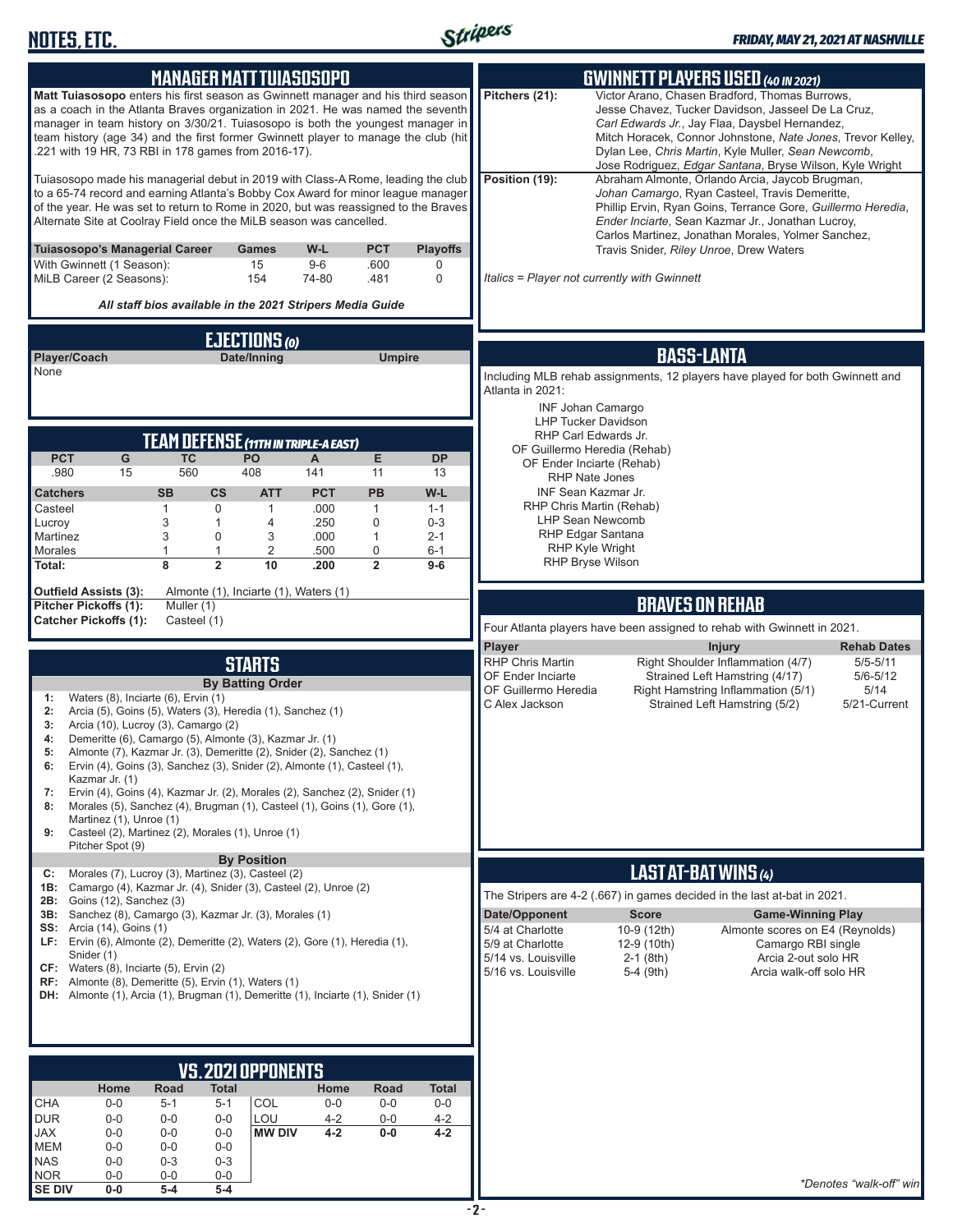## MANAGER MATT TUIASOSOPO

**Matt Tuiasosopo** enters his first season as Gwinnett manager and his third season as a coach in the Atlanta Braves organization in 2021. He was named the seventh manager in team history on 3/30/21. Tuiasosopo is both the youngest manager in team history (age 34) and the first former Gwinnett player to manage the club (hit .221 with 19 HR, 73 RBI in 178 games from 2016-17).

Tuiasosopo made his managerial debut in 2019 with Class-A Rome, leading the club to a 65-74 record and earning Atlanta's Bobby Cox Award for minor league manager of the year. He was set to return to Rome in 2020, but was reassigned to the Braves Alternate Site at Coolray Field once the MiLB season was cancelled.

| Tuiasosopo's Managerial Career | Games | W-L | PCT | Playoffs |
|---|---|---|---|---|
| With Gwinnett (1 Season): | 15 | 9-6 | .600 | 0 |
| MiLB Career (2 Seasons): | 154 | 74-80 | .481 | 0 |

*All staff bios available in the 2021 Stripers Media Guide*

## EJECTIONS (0)

| Player/Coach | Date/Inning | Umpire |
|---|---|---|
| None | | |

## TEAM DEFENSE (11TH IN TRIPLE-A EAST)

| PCT | G | TC | PO | A | E | DP |
|---|---|---|---|---|---|---|
| .980 | 15 | 560 | 408 | 141 | 11 | 13 |

| Catchers | SB | CS | ATT | PCT | PB | W-L |
|---|---|---|---|---|---|---|
| Casteel | 1 | 0 | 1 | .000 | 1 | 1-1 |
| Lucroy | 3 | 1 | 4 | .250 | 0 | 0-3 |
| Martinez | 3 | 0 | 3 | .000 | 1 | 2-1 |
| Morales | 1 | 1 | 2 | .500 | 0 | 6-1 |
| **Total:** | **8** | **2** | **10** | **.200** | **2** | **9-6** |

**Outfield Assists (3):** Almonte (1), Inciarte (1), Waters (1)
**Pitcher Pickoffs (1):** Muller (1)
**Catcher Pickoffs (1):** Casteel (1)

## STARTS

### By Batting Order

- **1:** Waters (8), Inciarte (6), Ervin (1)
- **2:** Arcia (5), Goins (5), Waters (3), Heredia (1), Sanchez (1)
- **3:** Arcia (10), Lucroy (3), Camargo (2)
- **4:** Demeritte (6), Camargo (5), Almonte (3), Kazmar Jr. (1)
- **5:** Almonte (7), Kazmar Jr. (3), Demeritte (2), Snider (2), Sanchez (1)
- **6:** Ervin (4), Goins (3), Sanchez (3), Snider (2), Almonte (1), Casteel (1), Kazmar Jr. (1)
- **7:** Ervin (4), Goins (4), Kazmar Jr. (2), Morales (2), Sanchez (2), Snider (1)
- **8:** Morales (5), Sanchez (4), Brugman (1), Casteel (1), Goins (1), Gore (1), Martinez (1), Unroe (1)
- **9:** Casteel (2), Martinez (2), Morales (1), Unroe (1) Pitcher Spot (9)

### By Position

- **C:** Morales (7), Lucroy (3), Martinez (3), Casteel (2)
- **1B:** Camargo (4), Kazmar Jr. (4), Snider (3), Casteel (2), Unroe (2)
- **2B:** Goins (12), Sanchez (3)
- **3B:** Sanchez (8), Camargo (3), Kazmar Jr. (3), Morales (1)
- **SS:** Arcia (14), Goins (1)
- **LF:** Ervin (6), Almonte (2), Demeritte (2), Waters (2), Gore (1), Heredia (1), Snider (1)
- **CF:** Waters (8), Inciarte (5), Ervin (2)
- **RF:** Almonte (8), Demeritte (5), Ervin (1), Waters (1)
- **DH:** Almonte (1), Arcia (1), Brugman (1), Demeritte (1), Inciarte (1), Snider (1)

## VS. 2021 OPPONENTS

| | Home | Road | Total | | Home | Road | Total |
|---|---|---|---|---|---|---|---|
| CHA | 0-0 | 5-1 | 5-1 | COL | 0-0 | 0-0 | 0-0 |
| DUR | 0-0 | 0-0 | 0-0 | LOU | 4-2 | 0-0 | 4-2 |
| JAX | 0-0 | 0-0 | 0-0 | **MW DIV** | **4-2** | **0-0** | **4-2** |
| MEM | 0-0 | 0-0 | 0-0 | | | | |
| NAS | 0-0 | 0-3 | 0-3 | | | | |
| NOR | 0-0 | 0-0 | 0-0 | | | | |
| **SE DIV** | **0-0** | **5-4** | **5-4** | | | | |

## GWINNETT PLAYERS USED (40 IN 2021)

**Pitchers (21):** Victor Arano, Chasen Bradford, Thomas Burrows, Jesse Chavez, Tucker Davidson, Jasseel De La Cruz, *Carl Edwards Jr.*, Jay Flaa, Daysbel Hernandez, Mitch Horacek, Connor Johnstone, *Nate Jones*, Trevor Kelley, Dylan Lee, *Chris Martin*, Kyle Muller, *Sean Newcomb*, Jose Rodriguez, *Edgar Santana*, Bryse Wilson, Kyle Wright

**Position (19):** Abraham Almonte, Orlando Arcia, Jaycob Brugman, *Johan Camargo*, Ryan Casteel, Travis Demeritte, Phillip Ervin, Ryan Goins, Terrance Gore, *Guillermo Heredia*, *Ender Inciarte*, Sean Kazmar Jr., Jonathan Lucroy, Carlos Martinez, Jonathan Morales, Yolmer Sanchez, Travis Snider, *Riley Unroe*, Drew Waters

*Italics = Player not currently with Gwinnett*

## BASS-LANTA

Including MLB rehab assignments, 12 players have played for both Gwinnett and Atlanta in 2021:

- INF Johan Camargo
- LHP Tucker Davidson
- RHP Carl Edwards Jr.
- OF Guillermo Heredia (Rehab)
- OF Ender Inciarte (Rehab)
- RHP Nate Jones
- INF Sean Kazmar Jr.
- RHP Chris Martin (Rehab)
- LHP Sean Newcomb
- RHP Edgar Santana
- RHP Kyle Wright
- RHP Bryse Wilson

## BRAVES ON REHAB

Four Atlanta players have been assigned to rehab with Gwinnett in 2021.

| Player | Injury | Rehab Dates |
|---|---|---|
| RHP Chris Martin | Right Shoulder Inflammation (4/7) | 5/5-5/11 |
| OF Ender Inciarte | Strained Left Hamstring (4/17) | 5/6-5/12 |
| OF Guillermo Heredia | Right Hamstring Inflammation (5/1) | 5/14 |
| C Alex Jackson | Strained Left Hamstring (5/2) | 5/21-Current |

## LAST AT-BAT WINS (4)

The Stripers are 4-2 (.667) in games decided in the last at-bat in 2021.

| Date/Opponent | Score | Game-Winning Play |
|---|---|---|
| 5/4 at Charlotte | 10-9 (12th) | Almonte scores on E4 (Reynolds) |
| 5/9 at Charlotte | 12-9 (10th) | Camargo RBI single |
| 5/14 vs. Louisville | 2-1 (8th) | Arcia 2-out solo HR |
| 5/16 vs. Louisville | 5-4 (9th) | Arcia walk-off solo HR |

*\*Denotes "walk-off" win*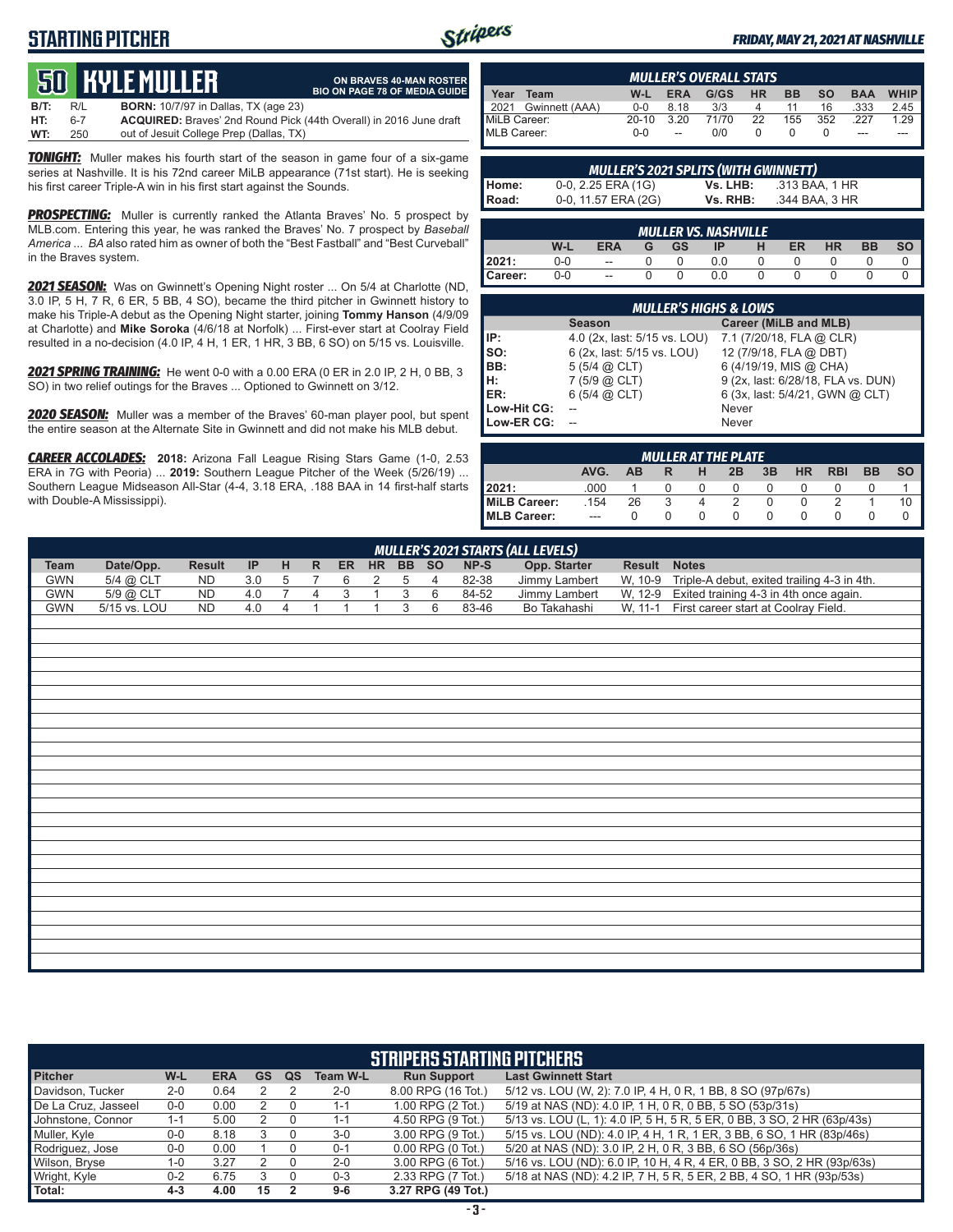## STARTING PITCHER

**FRIDAY, MAY 21, 2021 AT NASHVILLE**

# 50 KYLE MULLER

**ON BRAVES 40-MAN ROSTER**
**BIO ON PAGE 78 OF MEDIA GUIDE**

**B/T:** R/L **BORN:** 10/7/97 in Dallas, TX (age 23)
**HT:** 6-7 **ACQUIRED:** Braves' 2nd Round Pick (44th Overall) in 2016 June draft
**WT:** 250 out of Jesuit College Prep (Dallas, TX)

***TONIGHT:*** Muller makes his fourth start of the season in game four of a six-game series at Nashville. It is his 72nd career MiLB appearance (71st start). He is seeking his first career Triple-A win in his first start against the Sounds.

***PROSPECTING:*** Muller is currently ranked the Atlanta Braves' No. 5 prospect by MLB.com. Entering this year, he was ranked the Braves' No. 7 prospect by *Baseball America* ... *BA* also rated him as owner of both the "Best Fastball" and "Best Curveball" in the Braves system.

***2021 SEASON:*** Was on Gwinnett's Opening Night roster ... On 5/4 at Charlotte (ND, 3.0 IP, 5 H, 7 R, 6 ER, 5 BB, 4 SO), became the third pitcher in Gwinnett history to make his Triple-A debut as the Opening Night starter, joining **Tommy Hanson** (4/9/09 at Charlotte) and **Mike Soroka** (4/6/18 at Norfolk) ... First-ever start at Coolray Field resulted in a no-decision (4.0 IP, 4 H, 1 ER, 1 HR, 3 BB, 6 SO) on 5/15 vs. Louisville.

***2021 SPRING TRAINING:*** He went 0-0 with a 0.00 ERA (0 ER in 2.0 IP, 2 H, 0 BB, 3 SO) in two relief outings for the Braves ... Optioned to Gwinnett on 3/12.

***2020 SEASON:*** Muller was a member of the Braves' 60-man player pool, but spent the entire season at the Alternate Site in Gwinnett and did not make his MLB debut.

***CAREER ACCOLADES:*** **2018:** Arizona Fall League Rising Stars Game (1-0, 2.53 ERA in 7G with Peoria) ... **2019:** Southern League Pitcher of the Week (5/26/19) ... Southern League Midseason All-Star (4-4, 3.18 ERA, .188 BAA in 14 first-half starts with Double-A Mississippi).

### MULLER'S OVERALL STATS

| Year | Team | W-L | ERA | G/GS | HR | BB | SO | BAA | WHIP |
|---|---|---|---|---|---|---|---|---|---|
| 2021 | Gwinnett (AAA) | 0-0 | 8.18 | 3/3 | 4 | 11 | 16 | .333 | 2.45 |
| MiLB Career: | | 20-10 | 3.20 | 71/70 | 22 | 155 | 352 | .227 | 1.29 |
| MLB Career: | | 0-0 | -- | 0/0 | 0 | 0 | 0 | --- | --- |

### MULLER'S 2021 SPLITS (WITH GWINNETT)

| | | | |
|---|---|---|---|
| Home: | 0-0, 2.25 ERA (1G) | Vs. LHB: | .313 BAA, 1 HR |
| Road: | 0-0, 11.57 ERA (2G) | Vs. RHB: | .344 BAA, 3 HR |

### MULLER VS. NASHVILLE

| | W-L | ERA | G | GS | IP | H | ER | HR | BB | SO |
|---|---|---|---|---|---|---|---|---|---|---|
| 2021: | 0-0 | -- | 0 | 0 | 0.0 | 0 | 0 | 0 | 0 | 0 |
| Career: | 0-0 | -- | 0 | 0 | 0.0 | 0 | 0 | 0 | 0 | 0 |

### MULLER'S HIGHS & LOWS

| | Season | Career (MiLB and MLB) |
|---|---|---|
| IP: | 4.0 (2x, last: 5/15 vs. LOU) | 7.1 (7/20/18, FLA @ CLR) |
| SO: | 6 (2x, last: 5/15 vs. LOU) | 12 (7/9/18, FLA @ DBT) |
| BB: | 5 (5/4 @ CLT) | 6 (4/19/19, MIS @ CHA) |
| H: | 7 (5/9 @ CLT) | 9 (2x, last: 6/28/18, FLA vs. DUN) |
| ER: | 6 (5/4 @ CLT) | 6 (3x, last: 5/4/21, GWN @ CLT) |
| Low-Hit CG: | -- | Never |
| Low-ER CG: | -- | Never |

### MULLER AT THE PLATE

| | AVG. | AB | R | H | 2B | 3B | HR | RBI | BB | SO |
|---|---|---|---|---|---|---|---|---|---|---|
| 2021: | .000 | 1 | 0 | 0 | 0 | 0 | 0 | 0 | 0 | 1 |
| MiLB Career: | .154 | 26 | 3 | 4 | 2 | 0 | 0 | 2 | 1 | 10 |
| MLB Career: | --- | 0 | 0 | 0 | 0 | 0 | 0 | 0 | 0 | 0 |

### MULLER'S 2021 STARTS (ALL LEVELS)

| Team | Date/Opp. | Result | IP | H | R | ER | HR | BB | SO | NP-S | Opp. Starter | Result | Notes |
|---|---|---|---|---|---|---|---|---|---|---|---|---|---|
| GWN | 5/4 @ CLT | ND | 3.0 | 5 | 7 | 6 | 2 | 5 | 4 | 82-38 | Jimmy Lambert | W, 10-9 | Triple-A debut, exited trailing 4-3 in 4th. |
| GWN | 5/9 @ CLT | ND | 4.0 | 7 | 4 | 3 | 1 | 3 | 6 | 84-52 | Jimmy Lambert | W, 12-9 | Exited training 4-3 in 4th once again. |
| GWN | 5/15 vs. LOU | ND | 4.0 | 4 | 1 | 1 | 1 | 3 | 6 | 83-46 | Bo Takahashi | W, 11-1 | First career start at Coolray Field. |

### STRIPERS STARTING PITCHERS

| Pitcher | W-L | ERA | GS | QS | Team W-L | Run Support | Last Gwinnett Start |
|---|---|---|---|---|---|---|---|
| Davidson, Tucker | 2-0 | 0.64 | 2 | 2 | 2-0 | 8.00 RPG (16 Tot.) | 5/12 vs. LOU (W, 2): 7.0 IP, 4 H, 0 R, 1 BB, 8 SO (97p/67s) |
| De La Cruz, Jasseel | 0-0 | 0.00 | 2 | 0 | 1-1 | 1.00 RPG (2 Tot.) | 5/19 at NAS (ND): 4.0 IP, 1 H, 0 R, 0 BB, 5 SO (53p/31s) |
| Johnstone, Connor | 1-1 | 5.00 | 2 | 0 | 1-1 | 4.50 RPG (9 Tot.) | 5/13 vs. LOU (L, 1): 4.0 IP, 5 H, 5 R, 5 ER, 0 BB, 3 SO, 2 HR (63p/43s) |
| Muller, Kyle | 0-0 | 8.18 | 3 | 0 | 3-0 | 3.00 RPG (9 Tot.) | 5/15 vs. LOU (ND): 4.0 IP, 4 H, 1 R, 1 ER, 3 BB, 6 SO, 1 HR (83p/46s) |
| Rodriguez, Jose | 0-0 | 0.00 | 1 | 0 | 0-1 | 0.00 RPG (0 Tot.) | 5/20 at NAS (ND): 3.0 IP, 2 H, 0 R, 3 BB, 6 SO (56p/36s) |
| Wilson, Bryse | 1-0 | 3.27 | 2 | 0 | 2-0 | 3.00 RPG (6 Tot.) | 5/16 vs. LOU (ND): 6.0 IP, 10 H, 4 R, 4 ER, 0 BB, 3 SO, 2 HR (93p/63s) |
| Wright, Kyle | 0-2 | 6.75 | 3 | 0 | 0-3 | 2.33 RPG (7 Tot.) | 5/18 at NAS (ND): 4.2 IP, 7 H, 5 R, 5 ER, 2 BB, 4 SO, 1 HR (93p/53s) |
| Total: | 4-3 | 4.00 | 15 | 2 | 9-6 | 3.27 RPG (49 Tot.) | |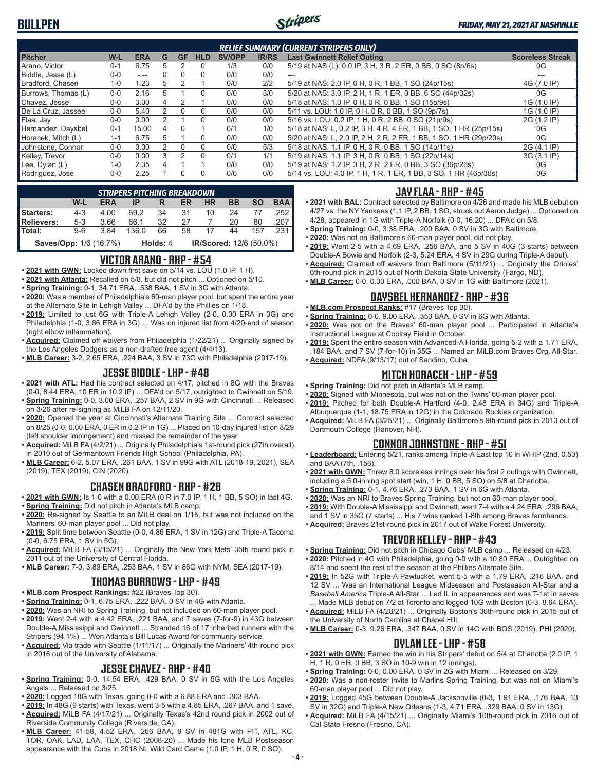## BULLPEN

*FRIDAY, MAY 21, 2021 AT NASHVILLE*

| RELIEF SUMMARY (CURRENT STRIPERS ONLY) | | | | | | | | | |
|---|---|---|---|---|---|---|---|---|---|
| Pitcher | W-L | ERA | G | GF | HLD | SV/OPP | IR/RS | Last Gwinnett Relief Outing | Scoreless Streak |
| Arano, Victor | 0-1 | 6.75 | 5 | 2 | 0 | 1/3 | 0/0 | 5/19 at NAS (L): 0.0 IP, 3 H, 3 R, 2 ER, 0 BB, 0 SO (8p/6s) | 0G |
| Biddle, Jesse (L) | 0-0 | -.-- | 0 | 0 | 0 | 0/0 | 0/0 | --- | --- |
| Bradford, Chasen | 1-0 | 1.23 | 5 | 2 | 1 | 0/0 | 2/2 | 5/19 at NAS: 2.0 IP, 0 H, 0 R, 1 BB, 1 SO (24p/15s) | 4G (7.0 IP) |
| Burrows, Thomas (L) | 0-0 | 2.16 | 5 | 1 | 0 | 0/0 | 3/0 | 5/20 at NAS: 3.0 IP, 2 H, 1 R, 1 ER, 0 BB, 6 SO (44p/32s) | 0G |
| Chavez, Jesse | 0-0 | 3.00 | 4 | 2 | 1 | 0/0 | 0/0 | 5/18 at NAS: 1.0 IP, 0 H, 0 R, 0 BB, 1 SO (15p/9s) | 1G (1.0 IP) |
| De La Cruz, Jasseel | 0-0 | 5.40 | 2 | 0 | 0 | 0/0 | 0/0 | 5/11 vs. LOU: 1.0 IP, 0 H, 0 R, 0 BB, 1 SO (9p/7s) | 1G (1.0 IP) |
| Flaa, Jay | 0-0 | 0.00 | 2 | 1 | 0 | 0/0 | 0/0 | 5/16 vs. LOU: 0.2 IP, 1 H, 0 R, 2 BB, 0 SO (21p/9s) | 2G (1.2 IP) |
| Hernandez, Daysbel | 0-1 | 15.00 | 4 | 0 | 1 | 0/1 | 1/0 | 5/18 at NAS: L, 0.2 IP, 3 H, 4 R, 4 ER, 1 BB, 1 SO, 1 HR (25p/15s) | 0G |
| Horacek, Mitch (L) | 1-1 | 6.75 | 5 | 1 | 0 | 0/0 | 0/0 | 5/20 at NAS: L, 2.0 IP, 2 H, 2 R, 2 ER, 1 BB, 1 SO, 1 HR (29p/20s) | 0G |
| Johnstone, Connor | 0-0 | 0.00 | 2 | 0 | 0 | 0/0 | 5/3 | 5/18 at NAS: 1.1 IP, 0 H, 0 R, 0 BB, 1 SO (14p/11s) | 2G (4.1 IP) |
| Kelley, Trevor | 0-0 | 0.00 | 3 | 2 | 0 | 0/1 | 1/1 | 5/19 at NAS: 1.1 IP, 3 H, 0 R, 0 BB, 1 SO (22p/14s) | 3G (3.1 IP) |
| Lee, Dylan (L) | 1-0 | 2.35 | 4 | 1 | 1 | 0/0 | 0/0 | 5/19 at NAS: 1.2 IP, 3 H, 2 R, 2 ER, 0 BB, 3 SO (36p/26s) | 0G |
| Rodriguez, Jose | 0-0 | 2.25 | 1 | 0 | 0 | 0/0 | 0/0 | 5/14 vs. LOU: 4.0 IP, 1 H, 1 R, 1 ER, 1 BB, 3 SO, 1 HR (46p/30s) | 0G |

| STRIPERS PITCHING BREAKDOWN | | | | | | | | | |
|---|---|---|---|---|---|---|---|---|---|
| | W-L | ERA | IP | R | ER | HR | BB | SO | BAA |
| Starters: | 4-3 | 4.00 | 69.2 | 34 | 31 | 10 | 24 | 77 | .252 |
| Relievers: | 5-3 | 3.66 | 66.1 | 32 | 27 | 7 | 20 | 80 | .207 |
| Total: | 9-6 | 3.84 | 136.0 | 66 | 58 | 17 | 44 | 157 | .231 |
| Saves/Opp: 1/6 (16.7%) | | | Holds: 4 | | | IR/Scored: 12/6 (50.0%) | | | |

### VICTOR ARANO - RHP - #54
- **2021 with GWN:** Locked down first save on 5/14 vs. LOU (1.0 IP, 1 H).
- **2021 with Atlanta:** Recalled on 5/8, but did not pitch ... Optioned on 5/10.
- **Spring Training:** 0-1, 34.71 ERA, .538 BAA, 1 SV in 3G with Atlanta.
- **2020:** Was a member of Philadelphia's 60-man player pool, but spent the entire year at the Alternate Site in Lehigh Valley ... DFA'd by the Phillies on 1/18.
- **2019:** Limited to just 6G with Triple-A Lehigh Valley (2-0, 0.00 ERA in 3G) and Philadelphia (1-0, 3.86 ERA in 3G) ... Was on injured list from 4/20-end of season (right elbow inflammation).
- **Acquired:** Claimed off waivers from Philadelphia (1/22/21) ... Originally signed by the Los Angeles Dodgers as a non-drafted free agent (4/4/13).
- **MLB Career:** 3-2, 2.65 ERA, .224 BAA, 3 SV in 73G with Philadelphia (2017-19).

### JESSE BIDDLE - LHP - #48
- **2021 with ATL:** Had his contract selected on 4/17, pitched in 8G with the Braves (0-0, 8.44 ERA, 10 ER in 10.2 IP) ... DFA'd on 5/17, outrighted to Gwinnett on 5/19.
- **Spring Training:** 0-0, 3.00 ERA, .257 BAA, 2 SV in 9G with Cincinnati ... Released on 3/26 after re-signing as MiLB FA on 12/11/20.
- **2020:** Opened the year at Cincinnati's Alternate Training Site ... Contract selected on 8/25 (0-0, 0.00 ERA, 0 ER in 0.2 IP in 1G) ... Placed on 10-day injured list on 8/29 (left shoulder impingement) and missed the remainder of the year.
- **Acquired:** MiLB FA (4/2/21) ... Originally Philadelphia's 1st-round pick (27th overall) in 2010 out of Germantown Friends High School (Philadelphia, PA).
- **MLB Career:** 6-2, 5.07 ERA, .261 BAA, 1 SV in 99G with ATL (2018-19, 2021), SEA (2019), TEX (2019), CIN (2020).

### CHASEN BRADFORD - RHP - #28
- **2021 with GWN:** Is 1-0 with a 0.00 ERA (0 R in 7.0 IP, 1 H, 1 BB, 5 SO) in last 4G.
- **Spring Training:** Did not pitch in Atlanta's MLB camp.
- **2020:** Re-signed by Seattle to an MiLB deal on 1/15, but was not included on the Mariners' 60-man player pool ... Did not play.
- **2019:** Split time between Seattle (0-0, 4.86 ERA, 1 SV in 12G) and Triple-A Tacoma (0-0, 6.75 ERA, 1 SV in 5G).
- **Acquired:** MiLB FA (3/15/21) ... Originally the New York Mets' 35th round pick in 2011 out of the University of Central Florida.
- **MLB Career:** 7-0, 3.89 ERA, .253 BAA, 1 SV in 86G with NYM, SEA (2017-19).

### THOMAS BURROWS - LHP - #49
- **MLB.com Prospect Rankings:** #22 (Braves Top 30).
- **Spring Training:** 0-1, 6.75 ERA, .222 BAA, 0 SV in 4G with Atlanta.
- **2020:** Was an NRI to Spring Training, but not included on 60-man player pool.
- **2019:** Went 2-4 with a 4.42 ERA, .221 BAA, and 7 saves (7-for-9) in 43G between Double-A Mississippi and Gwinnett ... Stranded 16 of 17 inherited runners with the Stripers (94.1%) ... Won Atlanta's Bill Lucas Award for community service.
- **Acquired:** Via trade with Seattle (1/11/17) ... Originally the Mariners' 4th-round pick in 2016 out of the University of Alabama.

### JESSE CHAVEZ - RHP - #40
- **Spring Training:** 0-0, 14.54 ERA, .429 BAA, 0 SV in 5G with the Los Angeles Angels ... Released on 3/25.
- **2020:** Logged 18G with Texas, going 0-0 with a 6.88 ERA and .303 BAA.
- **2019:** In 48G (9 starts) with Texas, went 3-5 with a 4.85 ERA, .267 BAA, and 1 save.
- **Acquired:** MiLB FA (4/17/21) ... Originally Texas's 42nd round pick in 2002 out of Riverside Community College (Riverside, CA).
- **MLB Career:** 41-58, 4.52 ERA, .266 BAA, 8 SV in 481G with PIT, ATL, KC, TOR, OAK, LAD, LAA, TEX, CHC (2008-20) ... Made his lone MLB Postseason appearance with the Cubs in 2018 NL Wild Card Game (1.0 IP, 1 H, 0 R, 0 SO).

### JAY FLAA - RHP - #45
- **2021 with BAL:** Contract selected by Baltimore on 4/26 and made his MLB debut on 4/27 vs. the NY Yankees (1.1 IP, 2 BB, 1 SO, struck out Aaron Judge) ... Optioned on 4/28, appeared in 1G with Triple-A Norfolk (0-0, 16.20) ... DFA'd on 5/8.
- **Spring Training:** 0-0, 3.38 ERA, .200 BAA, 0 SV in 3G with Baltimore.
- **2020:** Was not on Baltimore's 60-man player pool, did not play.
- **2019:** Went 2-5 with a 4.69 ERA, .256 BAA, and 5 SV in 40G (3 starts) between Double-A Bowie and Norfolk (2-3, 5.24 ERA, 4 SV in 29G during Triple-A debut).
- **Acquired:** Claimed off waivers from Baltimore (5/11/21) ... Originally the Orioles' 6th-round pick in 2015 out of North Dakota State University (Fargo, ND).
- **MLB Career:** 0-0, 0.00 ERA, .000 BAA, 0 SV in 1G with Baltimore (2021).

### DAYSBEL HERNANDEZ - RHP - #36
- **MLB.com Prospect Ranks:** #17 (Braves Top 30).
- **Spring Training:** 0-0, 9.00 ERA, .353 BAA, 0 SV in 6G with Atlanta.
- **2020:** Was not on the Braves' 60-man player pool ... Participated in Atlanta's Instructional League at Coolray Field in October.
- **2019:** Spent the entire season with Advanced-A Florida, going 5-2 with a 1.71 ERA, .184 BAA, and 7 SV (7-for-10) in 35G ... Named an MiLB.com Braves Org. All-Star.
- **Acquired:** NDFA (9/13/17) out of Sandino, Cuba.

### MITCH HORACEK - LHP - #59
- **Spring Training:** Did not pitch in Atlanta's MLB camp.
- **2020:** Signed with Minnesota, but was not on the Twins' 60-man player pool.
- **2019:** Pitched for both Double-A Hartford (4-0, 2.48 ERA in 34G) and Triple-A Albuquerque (1-1, 18.75 ERA in 12G) in the Colorado Rockies organization.
- **Acquired:** MiLB FA (3/25/21) ... Originally Baltimore's 9th-round pick in 2013 out of Dartmouth College (Hanover, NH).

### CONNOR JOHNSTONE - RHP - #51
- **Leaderboard:** Entering 5/21, ranks among Triple-A East top 10 in WHIP (2nd, 0.53) and BAA (7th, .156).
- **2021 with GWN:** Threw 8.0 scoreless innings over his first 2 outings with Gwinnett, including a 5.0-inning spot start (win, 1 H, 0 BB, 5 SO) on 5/8 at Charlotte.
- **Spring Training:** 0-1, 4.76 ERA, .273 BAA, 1 SV in 6G with Atlanta.
- **2020:** Was an NRI to Braves Spring Training, but not on 60-man player pool.
- **2019:** With Double-A Mississippi and Gwinnett, went 7-4 with a 4.24 ERA, .296 BAA, and 1 SV in 35G (7 starts) ... His 7 wins ranked T-8th among Braves farmhands.
- **Acquired:** Braves 21st-round pick in 2017 out of Wake Forest University.

### TREVOR KELLEY - RHP - #43
- **Spring Training:** Did not pitch in Chicago Cubs' MLB camp ... Released on 4/23.
- **2020:** Pitched in 4G with Philadelphia, going 0-0 with a 10.80 ERA ... Outrighted on 8/14 and spent the rest of the season at the Phillies Alternate Site.
- **2019:** In 52G with Triple-A Pawtucket, went 5-5 with a 1.79 ERA, .216 BAA, and 12 SV ... Was an International League Midseason and Postseason All-Star and a *Baseball America* Triple-A All-Star ... Led IL in appearances and was T-1st in saves ... Made MLB debut on 7/2 at Toronto and logged 10G with Boston (0-3, 8.64 ERA).
- **Acquired:** MiLB FA (4/28/21) ... Originally Boston's 36th-round pick in 2015 out of the University of North Carolina at Chapel Hill.
- **MLB Career:** 0-3, 9.26 ERA, .347 BAA, 0 SV in 14G with BOS (2019), PHI (2020).

### DYLAN LEE - LHP - #58
- **2021 with GWN:** Earned the win in his Stripers' debut on 5/4 at Charlotte (2.0 IP, 1 H, 1 R, 0 ER, 0 BB, 3 SO in 10-9 win in 12 innings).
- **Spring Training:** 0-0, 0.00 ERA, 0 SV in 2G with Miami ... Released on 3/29.
- **2020:** Was a non-roster invite to Marlins Spring Training, but was not on Miami's 60-man player pool ... Did not play.
- **2019:** Logged 45G between Double-A Jacksonville (0-3, 1.91 ERA, .176 BAA, 13 SV in 32G) and Triple-A New Orleans (1-3, 4.71 ERA, .329 BAA, 0 SV in 13G).
- **Acquired:** MiLB FA (4/15/21) ... Originally Miami's 10th-round pick in 2016 out of Cal State Fresno (Fresno, CA).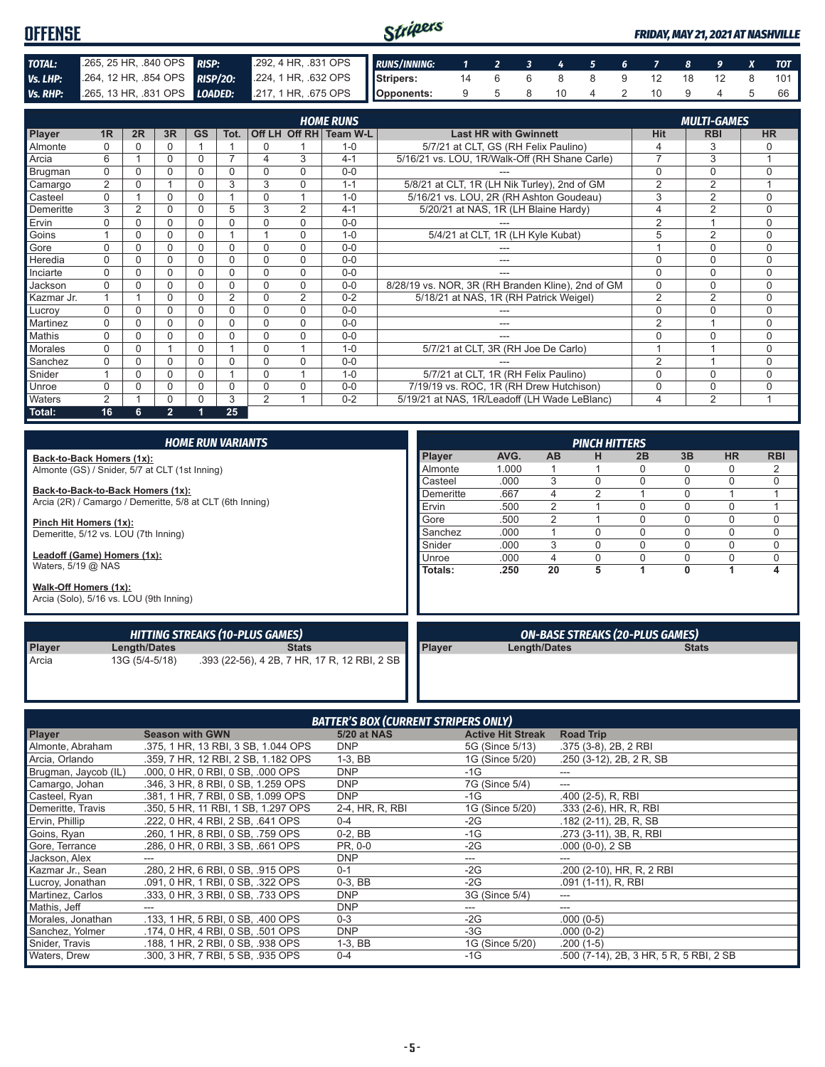# OFFENSE

*FRIDAY, MAY 21, 2021 AT NASHVILLE*

| | | | |
|---|---|---|---|
| **TOTAL:** | .265, 25 HR, .840 OPS | **RISP:** | .292, 4 HR, .831 OPS |
| **Vs. LHP:** | .264, 12 HR, .854 OPS | **RISP/2O:** | .224, 1 HR, .632 OPS |
| **Vs. RHP:** | .265, 13 HR, .831 OPS | **LOADED:** | .217, 1 HR, .675 OPS |

| RUNS/INNING: | 1 | 2 | 3 | 4 | 5 | 6 | 7 | 8 | 9 | X | TOT |
|---|---|---|---|---|---|---|---|---|---|---|---|
| Stripers: | 14 | 6 | 6 | 8 | 8 | 9 | 12 | 18 | 12 | 8 | 101 |
| Opponents: | 9 | 5 | 8 | 10 | 4 | 2 | 10 | 9 | 4 | 5 | 66 |

## HOME RUNS / MULTI-GAMES

| Player | 1R | 2R | 3R | GS | Tot. | Off LH | Off RH | Team W-L | Last HR with Gwinnett | Hit | RBI | HR |
|---|---|---|---|---|---|---|---|---|---|---|---|---|
| Almonte | 0 | 0 | 0 | 1 | 1 | 0 | 1 | 1-0 | 5/7/21 at CLT, GS (RH Felix Paulino) | 4 | 3 | 0 |
| Arcia | 6 | 1 | 0 | 0 | 7 | 4 | 3 | 4-1 | 5/16/21 vs. LOU, 1R/Walk-Off (RH Shane Carle) | 7 | 3 | 1 |
| Brugman | 0 | 0 | 0 | 0 | 0 | 0 | 0 | 0-0 | --- | 0 | 0 | 0 |
| Camargo | 2 | 0 | 1 | 0 | 3 | 3 | 0 | 1-1 | 5/8/21 at CLT, 1R (LH Nik Turley), 2nd of GM | 2 | 2 | 1 |
| Casteel | 0 | 1 | 0 | 0 | 1 | 0 | 1 | 1-0 | 5/16/21 vs. LOU, 2R (RH Ashton Goudeau) | 3 | 2 | 0 |
| Demeritte | 3 | 2 | 0 | 0 | 5 | 3 | 2 | 4-1 | 5/20/21 at NAS, 1R (LH Blaine Hardy) | 4 | 2 | 0 |
| Ervin | 0 | 0 | 0 | 0 | 0 | 0 | 0 | 0-0 | --- | 2 | 1 | 0 |
| Goins | 1 | 0 | 0 | 0 | 1 | 1 | 0 | 1-0 | 5/4/21 at CLT, 1R (LH Kyle Kubat) | 5 | 2 | 0 |
| Gore | 0 | 0 | 0 | 0 | 0 | 0 | 0 | 0-0 | --- | 1 | 0 | 0 |
| Heredia | 0 | 0 | 0 | 0 | 0 | 0 | 0 | 0-0 | --- | 0 | 0 | 0 |
| Inciarte | 0 | 0 | 0 | 0 | 0 | 0 | 0 | 0-0 | --- | 0 | 0 | 0 |
| Jackson | 0 | 0 | 0 | 0 | 0 | 0 | 0 | 0-0 | 8/28/19 vs. NOR, 3R (RH Branden Kline), 2nd of GM | 0 | 0 | 0 |
| Kazmar Jr. | 1 | 1 | 0 | 0 | 2 | 0 | 2 | 0-2 | 5/18/21 at NAS, 1R (RH Patrick Weigel) | 2 | 2 | 0 |
| Lucroy | 0 | 0 | 0 | 0 | 0 | 0 | 0 | 0-0 | --- | 0 | 0 | 0 |
| Martinez | 0 | 0 | 0 | 0 | 0 | 0 | 0 | 0-0 | --- | 2 | 1 | 0 |
| Mathis | 0 | 0 | 0 | 0 | 0 | 0 | 0 | 0-0 | --- | 0 | 0 | 0 |
| Morales | 0 | 0 | 1 | 0 | 1 | 0 | 1 | 1-0 | 5/7/21 at CLT, 3R (RH Joe De Carlo) | 1 | 1 | 0 |
| Sanchez | 0 | 0 | 0 | 0 | 0 | 0 | 0 | 0-0 | --- | 2 | 1 | 0 |
| Snider | 1 | 0 | 0 | 0 | 1 | 0 | 1 | 1-0 | 5/7/21 at CLT, 1R (RH Felix Paulino) | 0 | 0 | 0 |
| Unroe | 0 | 0 | 0 | 0 | 0 | 0 | 0 | 0-0 | 7/19/19 vs. ROC, 1R (RH Drew Hutchison) | 0 | 0 | 0 |
| Waters | 2 | 1 | 0 | 0 | 3 | 2 | 1 | 0-2 | 5/19/21 at NAS, 1R/Leadoff (LH Wade LeBlanc) | 4 | 2 | 1 |
| **Total:** | **16** | **6** | **2** | **1** | **25** | | | | | | | |

## HOME RUN VARIANTS

**Back-to-Back Homers (1x):**
Almonte (GS) / Snider, 5/7 at CLT (1st Inning)

**Back-to-Back-to-Back Homers (1x):**
Arcia (2R) / Camargo / Demeritte, 5/8 at CLT (6th Inning)

**Pinch Hit Homers (1x):**
Demeritte, 5/12 vs. LOU (7th Inning)

**Leadoff (Game) Homers (1x):**
Waters, 5/19 @ NAS

**Walk-Off Homers (1x):**
Arcia (Solo), 5/16 vs. LOU (9th Inning)

## PINCH HITTERS

| Player | AVG. | AB | H | 2B | 3B | HR | RBI |
|---|---|---|---|---|---|---|---|
| Almonte | 1.000 | 1 | 1 | 0 | 0 | 0 | 2 |
| Casteel | .000 | 3 | 0 | 0 | 0 | 0 | 0 |
| Demeritte | .667 | 4 | 2 | 1 | 0 | 1 | 1 |
| Ervin | .500 | 2 | 1 | 0 | 0 | 0 | 1 |
| Gore | .500 | 2 | 1 | 0 | 0 | 0 | 0 |
| Sanchez | .000 | 1 | 0 | 0 | 0 | 0 | 0 |
| Snider | .000 | 3 | 0 | 0 | 0 | 0 | 0 |
| Unroe | .000 | 4 | 0 | 0 | 0 | 0 | 0 |
| **Totals:** | **.250** | **20** | **5** | **1** | **0** | **1** | **4** |

## HITTING STREAKS (10-PLUS GAMES)

| Player | Length/Dates | Stats |
|---|---|---|
| Arcia | 13G (5/4-5/18) | .393 (22-56), 4 2B, 7 HR, 17 R, 12 RBI, 2 SB |

## ON-BASE STREAKS (20-PLUS GAMES)

| Player | Length/Dates | Stats |
|---|---|---|

## BATTER'S BOX (CURRENT STRIPERS ONLY)

| Player | Season with GWN | 5/20 at NAS | Active Hit Streak | Road Trip |
|---|---|---|---|---|
| Almonte, Abraham | .375, 1 HR, 13 RBI, 3 SB, 1.044 OPS | DNP | 5G (Since 5/13) | .375 (3-8), 2B, 2 RBI |
| Arcia, Orlando | .359, 7 HR, 12 RBI, 2 SB, 1.182 OPS | 1-3, BB | 1G (Since 5/20) | .250 (3-12), 2B, 2 R, SB |
| Brugman, Jaycob (IL) | .000, 0 HR, 0 RBI, 0 SB, .000 OPS | DNP | -1G | --- |
| Camargo, Johan | .346, 3 HR, 8 RBI, 0 SB, 1.259 OPS | DNP | 7G (Since 5/4) | --- |
| Casteel, Ryan | .381, 1 HR, 7 RBI, 0 SB, 1.099 OPS | DNP | -1G | .400 (2-5), R, RBI |
| Demeritte, Travis | .350, 5 HR, 11 RBI, 1 SB, 1.297 OPS | 2-4, HR, R, RBI | 1G (Since 5/20) | .333 (2-6), HR, R, RBI |
| Ervin, Phillip | .222, 0 HR, 4 RBI, 2 SB, .641 OPS | 0-4 | -2G | .182 (2-11), 2B, R, SB |
| Goins, Ryan | .260, 1 HR, 8 RBI, 0 SB, .759 OPS | 0-2, BB | -1G | .273 (3-11), 3B, R, RBI |
| Gore, Terrance | .286, 0 HR, 0 RBI, 3 SB, .661 OPS | PR, 0-0 | -2G | .000 (0-0), 2 SB |
| Jackson, Alex | --- | DNP | --- | --- |
| Kazmar Jr., Sean | .280, 2 HR, 6 RBI, 0 SB, .915 OPS | 0-1 | -2G | .200 (2-10), HR, R, 2 RBI |
| Lucroy, Jonathan | .091, 0 HR, 1 RBI, 0 SB, .322 OPS | 0-3, BB | -2G | .091 (1-11), R, RBI |
| Martinez, Carlos | .333, 0 HR, 3 RBI, 0 SB, .733 OPS | DNP | 3G (Since 5/4) | --- |
| Mathis, Jeff | --- | DNP | --- | --- |
| Morales, Jonathan | .133, 1 HR, 5 RBI, 0 SB, .400 OPS | 0-3 | -2G | .000 (0-5) |
| Sanchez, Yolmer | .174, 0 HR, 4 RBI, 0 SB, .501 OPS | DNP | -3G | .000 (0-2) |
| Snider, Travis | .188, 1 HR, 2 RBI, 0 SB, .938 OPS | 1-3, BB | 1G (Since 5/20) | .200 (1-5) |
| Waters, Drew | .300, 3 HR, 7 RBI, 5 SB, .935 OPS | 0-4 | -1G | .500 (7-14), 2B, 3 HR, 5 R, 5 RBI, 2 SB |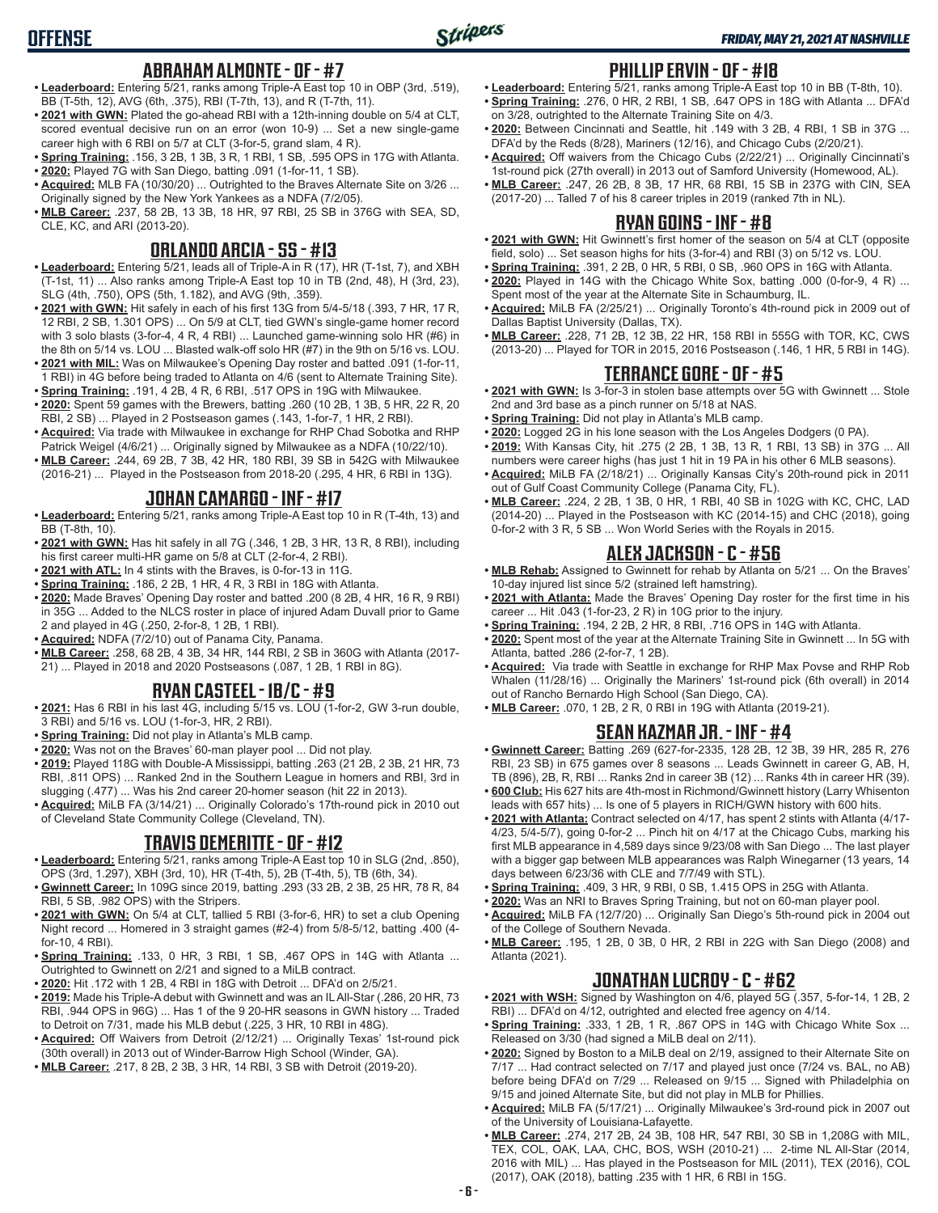## ABRAHAM ALMONTE - OF - #7

- **Leaderboard:** Entering 5/21, ranks among Triple-A East top 10 in OBP (3rd, .519), BB (T-5th, 12), AVG (6th, .375), RBI (T-7th, 13), and R (T-7th, 11).
- **2021 with GWN:** Plated the go-ahead RBI with a 12th-inning double on 5/4 at CLT, scored eventual decisive run on an error (won 10-9) ... Set a new single-game career high with 6 RBI on 5/7 at CLT (3-for-5, grand slam, 4 R).
- **Spring Training:** .156, 3 2B, 1 3B, 3 R, 1 RBI, 1 SB, .595 OPS in 17G with Atlanta.
- **2020:** Played 7G with San Diego, batting .091 (1-for-11, 1 SB).
- **Acquired:** MLB FA (10/30/20) ... Outrighted to the Braves Alternate Site on 3/26 ... Originally signed by the New York Yankees as a NDFA (7/2/05).
- **MLB Career:** .237, 58 2B, 13 3B, 18 HR, 97 RBI, 25 SB in 376G with SEA, SD, CLE, KC, and ARI (2013-20).

## ORLANDO ARCIA - SS - #13

- **Leaderboard:** Entering 5/21, leads all of Triple-A in R (17), HR (T-1st, 7), and XBH (T-1st, 11) ... Also ranks among Triple-A East top 10 in TB (2nd, 48), H (3rd, 23), SLG (4th, .750), OPS (5th, 1.182), and AVG (9th, .359).
- **2021 with GWN:** Hit safely in each of his first 13G from 5/4-5/18 (.393, 7 HR, 17 R, 12 RBI, 2 SB, 1.301 OPS) ... On 5/9 at CLT, tied GWN's single-game homer record with 3 solo blasts (3-for-4, 4 R, 4 RBI) ... Launched game-winning solo HR (#6) in the 8th on 5/14 vs. LOU ... Blasted walk-off solo HR (#7) in the 9th on 5/16 vs. LOU.
- **2021 with MIL:** Was on Milwaukee's Opening Day roster and batted .091 (1-for-11, 1 RBI) in 4G before being traded to Atlanta on 4/6 (sent to Alternate Training Site).
- **Spring Training:** .191, 4 2B, 4 R, 6 RBI, .517 OPS in 19G with Milwaukee.
- **2020:** Spent 59 games with the Brewers, batting .260 (10 2B, 1 3B, 5 HR, 22 R, 20 RBI, 2 SB) ... Played in 2 Postseason games (.143, 1-for-7, 1 HR, 2 RBI).
- **Acquired:** Via trade with Milwaukee in exchange for RHP Chad Sobotka and RHP Patrick Weigel (4/6/21) ... Originally signed by Milwaukee as a NDFA (10/22/10).
- **MLB Career:** .244, 69 2B, 7 3B, 42 HR, 180 RBI, 39 SB in 542G with Milwaukee (2016-21) ... Played in the Postseason from 2018-20 (.295, 4 HR, 6 RBI in 13G).

## JOHAN CAMARGO - INF - #17

- **Leaderboard:** Entering 5/21, ranks among Triple-A East top 10 in R (T-4th, 13) and BB (T-8th, 10).
- **2021 with GWN:** Has hit safely in all 7G (.346, 1 2B, 3 HR, 13 R, 8 RBI), including his first career multi-HR game on 5/8 at CLT (2-for-4, 2 RBI).
- **2021 with ATL:** In 4 stints with the Braves, is 0-for-13 in 11G.
- **Spring Training:** .186, 2 2B, 1 HR, 4 R, 3 RBI in 18G with Atlanta.
- **2020:** Made Braves' Opening Day roster and batted .200 (8 2B, 4 HR, 16 R, 9 RBI) in 35G ... Added to the NLCS roster in place of injured Adam Duvall prior to Game 2 and played in 4G (.250, 2-for-8, 1 2B, 1 RBI).
- **Acquired:** NDFA (7/2/10) out of Panama City, Panama.
- **MLB Career:** .258, 68 2B, 4 3B, 34 HR, 144 RBI, 2 SB in 360G with Atlanta (2017-21) ... Played in 2018 and 2020 Postseasons (.087, 1 2B, 1 RBI in 8G).

## RYAN CASTEEL - 1B/C - #9

- **2021:** Has 6 RBI in his last 4G, including 5/15 vs. LOU (1-for-2, GW 3-run double, 3 RBI) and 5/16 vs. LOU (1-for-3, HR, 2 RBI).
- **Spring Training:** Did not play in Atlanta's MLB camp.
- **2020:** Was not on the Braves' 60-man player pool ... Did not play.
- **2019:** Played 118G with Double-A Mississippi, batting .263 (21 2B, 2 3B, 21 HR, 73 RBI, .811 OPS) ... Ranked 2nd in the Southern League in homers and RBI, 3rd in slugging (.477) ... His 2nd career 20-homer season (hit 22 in 2013).
- **Acquired:** MiLB FA (3/14/21) ... Originally Colorado's 17th-round pick in 2010 out of Cleveland State Community College (Cleveland, TN).

## TRAVIS DEMERITTE - OF - #12

- **Leaderboard:** Entering 5/21, ranks among Triple-A East top 10 in SLG (2nd, .850), OPS (3rd, 1.297), XBH (3rd, 10), HR (T-4th, 5), 2B (T-4th, 5), TB (6th, 34).
- **Gwinnett Career:** In 109G since 2019, batting .293 (33 2B, 2 3B, 25 HR, 78 R, 84 RBI, 5 SB, .982 OPS) with the Stripers.
- **2021 with GWN:** On 5/4 at CLT, tallied 5 RBI (3-for-6, HR) to set a club Opening Night record ... Homered in 3 straight games (#2-4) from 5/8-5/12, batting .400 (4-for-10, 4 RBI).
- **Spring Training:** .133, 0 HR, 3 RBI, 1 SB, .467 OPS in 14G with Atlanta ... Outrighted to Gwinnett on 2/21 and signed to a MiLB contract.
- **2020:** Hit .172 with 1 2B, 4 RBI in 18G with Detroit ... DFA'd on 2/5/21.
- **2019:** Made his Triple-A debut with Gwinnett and was an IL All-Star (.286, 20 HR, 73 RBI, .944 OPS in 96G) ... Has 1 of the 9 20-HR seasons in GWN history ... Traded to Detroit on 7/31, made his MLB debut (.225, 3 HR, 10 RBI in 48G).
- **Acquired:** Off Waivers from Detroit (2/12/21) ... Originally Texas' 1st-round pick (30th overall) in 2013 out of Winder-Barrow High School (Winder, GA).
- **MLB Career:** .217, 8 2B, 2 3B, 3 HR, 14 RBI, 3 SB with Detroit (2019-20).

## PHILLIP ERVIN - OF - #18

- **Leaderboard:** Entering 5/21, ranks among Triple-A East top 10 in BB (T-8th, 10).
- **Spring Training:** .276, 0 HR, 2 RBI, 1 SB, .647 OPS in 18G with Atlanta ... DFA'd on 3/28, outrighted to the Alternate Training Site on 4/3.
- **2020:** Between Cincinnati and Seattle, hit .149 with 3 2B, 4 RBI, 1 SB in 37G ... DFA'd by the Reds (8/28), Mariners (12/16), and Chicago Cubs (2/20/21).
- **Acquired:** Off waivers from the Chicago Cubs (2/22/21) ... Originally Cincinnati's 1st-round pick (27th overall) in 2013 out of Samford University (Homewood, AL).
- **MLB Career:** .247, 26 2B, 8 3B, 17 HR, 68 RBI, 15 SB in 237G with CIN, SEA (2017-20) ... Talled 7 of his 8 career triples in 2019 (ranked 7th in NL).

## RYAN GOINS - INF - #8

- **2021 with GWN:** Hit Gwinnett's first homer of the season on 5/4 at CLT (opposite field, solo) ... Set season highs for hits (3-for-4) and RBI (3) on 5/12 vs. LOU.
- **Spring Training:** .391, 2 2B, 0 HR, 5 RBI, 0 SB, .960 OPS in 16G with Atlanta.
- **2020:** Played in 14G with the Chicago White Sox, batting .000 (0-for-9, 4 R) ... Spent most of the year at the Alternate Site in Schaumburg, IL.
- **Acquired:** MiLB FA (2/25/21) ... Originally Toronto's 4th-round pick in 2009 out of Dallas Baptist University (Dallas, TX).
- **MLB Career:** .228, 71 2B, 12 3B, 22 HR, 158 RBI in 555G with TOR, KC, CWS (2013-20) ... Played for TOR in 2015, 2016 Postseason (.146, 1 HR, 5 RBI in 14G).

## TERRANCE GORE - OF - #5

- **2021 with GWN:** Is 3-for-3 in stolen base attempts over 5G with Gwinnett ... Stole 2nd and 3rd base as a pinch runner on 5/18 at NAS.
- **Spring Training:** Did not play in Atlanta's MLB camp.
- **2020:** Logged 2G in his lone season with the Los Angeles Dodgers (0 PA).
- **2019:** With Kansas City, hit .275 (2 2B, 1 3B, 13 R, 1 RBI, 13 SB) in 37G ... All numbers were career highs (has just 1 hit in 19 PA in his other 6 MLB seasons).
- **Acquired:** MiLB FA (2/18/21) ... Originally Kansas City's 20th-round pick in 2011 out of Gulf Coast Community College (Panama City, FL).
- **MLB Career:** .224, 2 2B, 1 3B, 0 HR, 1 RBI, 40 SB in 102G with KC, CHC, LAD (2014-20) ... Played in the Postseason with KC (2014-15) and CHC (2018), going 0-for-2 with 3 R, 5 SB ... Won World Series with the Royals in 2015.

## ALEX JACKSON - C - #56

- **MLB Rehab:** Assigned to Gwinnett for rehab by Atlanta on 5/21 ... On the Braves' 10-day injured list since 5/2 (strained left hamstring).
- **2021 with Atlanta:** Made the Braves' Opening Day roster for the first time in his career ... Hit .043 (1-for-23, 2 R) in 10G prior to the injury.
- **Spring Training:** .194, 2 2B, 2 HR, 8 RBI, .716 OPS in 14G with Atlanta.
- **2020:** Spent most of the year at the Alternate Training Site in Gwinnett ... In 5G with Atlanta, batted .286 (2-for-7, 1 2B).
- **Acquired:** Via trade with Seattle in exchange for RHP Max Povse and RHP Rob Whalen (11/28/16) ... Originally the Mariners' 1st-round pick (6th overall) in 2014 out of Rancho Bernardo High School (San Diego, CA).
- **MLB Career:** .070, 1 2B, 2 R, 0 RBI in 19G with Atlanta (2019-21).

## SEAN KAZMAR JR. - INF - #4

- **Gwinnett Career:** Batting .269 (627-for-2335, 128 2B, 12 3B, 39 HR, 285 R, 276 RBI, 23 SB) in 675 games over 8 seasons ... Leads Gwinnett in career G, AB, H, TB (896), 2B, R, RBI ... Ranks 2nd in career 3B (12) ... Ranks 4th in career HR (39).
- **600 Club:** His 627 hits are 4th-most in Richmond/Gwinnett history (Larry Whisenton leads with 657 hits) ... Is one of 5 players in RICH/GWN history with 600 hits.
- **2021 with Atlanta:** Contract selected on 4/17, has spent 2 stints with Atlanta (4/17-4/23, 5/4-5/7), going 0-for-2 ... Pinch hit on 4/17 at the Chicago Cubs, marking his first MLB appearance in 4,589 days since 9/23/08 with San Diego ... The last player with a bigger gap between MLB appearances was Ralph Winegarner (13 years, 14 days between 6/23/36 with CLE and 7/7/49 with STL).
- **Spring Training:** .409, 3 HR, 9 RBI, 0 SB, 1.415 OPS in 25G with Atlanta.
- **2020:** Was an NRI to Braves Spring Training, but not on 60-man player pool.
- **Acquired:** MiLB FA (12/7/20) ... Originally San Diego's 5th-round pick in 2004 out of the College of Southern Nevada.
- **MLB Career:** .195, 1 2B, 0 3B, 0 HR, 2 RBI in 22G with San Diego (2008) and Atlanta (2021).

## JONATHAN LUCROY - C - #62

- **2021 with WSH:** Signed by Washington on 4/6, played 5G (.357, 5-for-14, 1 2B, 2 RBI) ... DFA'd on 4/12, outrighted and elected free agency on 4/14.
- **Spring Training:** .333, 1 2B, 1 R, .867 OPS in 14G with Chicago White Sox ... Released on 3/30 (had signed a MiLB deal on 2/11).
- **2020:** Signed by Boston to a MiLB deal on 2/19, assigned to their Alternate Site on 7/17 ... Had contract selected on 7/17 and played just once (7/24 vs. BAL, no AB) before being DFA'd on 7/29 ... Released on 9/15 ... Signed with Philadelphia on 9/15 and joined Alternate Site, but did not play in MLB for Phillies.
- **Acquired:** MiLB FA (5/17/21) ... Originally Milwaukee's 3rd-round pick in 2007 out of the University of Louisiana-Lafayette.
- **MLB Career:** .274, 217 2B, 24 3B, 108 HR, 547 RBI, 30 SB in 1,208G with MIL, TEX, COL, OAK, LAA, CHC, BOS, WSH (2010-21) ... 2-time NL All-Star (2014, 2016 with MIL) ... Has played in the Postseason for MIL (2011), TEX (2016), COL (2017), OAK (2018), batting .235 with 1 HR, 6 RBI in 15G.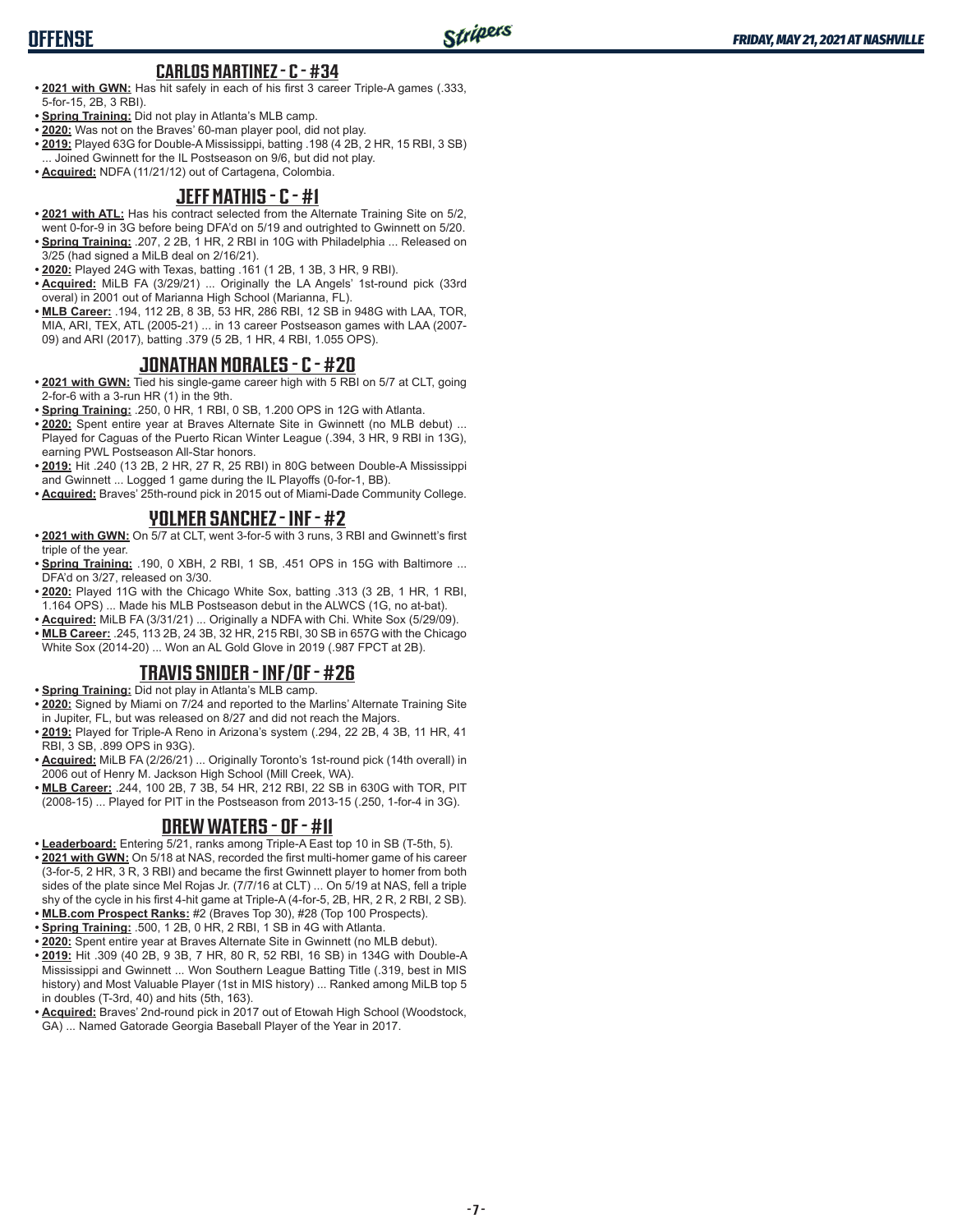# OFFENSE

## CARLOS MARTINEZ - C - #34

- **2021 with GWN:** Has hit safely in each of his first 3 career Triple-A games (.333, 5-for-15, 2B, 3 RBI).
- **Spring Training:** Did not play in Atlanta's MLB camp.
- **2020:** Was not on the Braves' 60-man player pool, did not play.
- **2019:** Played 63G for Double-A Mississippi, batting .198 (4 2B, 2 HR, 15 RBI, 3 SB) ... Joined Gwinnett for the IL Postseason on 9/6, but did not play.
- **Acquired:** NDFA (11/21/12) out of Cartagena, Colombia.

## JEFF MATHIS - C - #1

- **2021 with ATL:** Has his contract selected from the Alternate Training Site on 5/2, went 0-for-9 in 3G before being DFA'd on 5/19 and outrighted to Gwinnett on 5/20.
- **Spring Training:** .207, 2 2B, 1 HR, 2 RBI in 10G with Philadelphia ... Released on 3/25 (had signed a MiLB deal on 2/16/21).
- **2020:** Played 24G with Texas, batting .161 (1 2B, 1 3B, 3 HR, 9 RBI).
- **Acquired:** MiLB FA (3/29/21) ... Originally the LA Angels' 1st-round pick (33rd overal) in 2001 out of Marianna High School (Marianna, FL).
- **MLB Career:** .194, 112 2B, 8 3B, 53 HR, 286 RBI, 12 SB in 948G with LAA, TOR, MIA, ARI, TEX, ATL (2005-21) ... in 13 career Postseason games with LAA (2007-09) and ARI (2017), batting .379 (5 2B, 1 HR, 4 RBI, 1.055 OPS).

## JONATHAN MORALES - C - #20

- **2021 with GWN:** Tied his single-game career high with 5 RBI on 5/7 at CLT, going 2-for-6 with a 3-run HR (1) in the 9th.
- **Spring Training:** .250, 0 HR, 1 RBI, 0 SB, 1.200 OPS in 12G with Atlanta.
- **2020:** Spent entire year at Braves Alternate Site in Gwinnett (no MLB debut) ... Played for Caguas of the Puerto Rican Winter League (.394, 3 HR, 9 RBI in 13G), earning PWL Postseason All-Star honors.
- **2019:** Hit .240 (13 2B, 2 HR, 27 R, 25 RBI) in 80G between Double-A Mississippi and Gwinnett ... Logged 1 game during the IL Playoffs (0-for-1, BB).
- **Acquired:** Braves' 25th-round pick in 2015 out of Miami-Dade Community College.

## YOLMER SANCHEZ - INF - #2

- **2021 with GWN:** On 5/7 at CLT, went 3-for-5 with 3 runs, 3 RBI and Gwinnett's first triple of the year.
- **Spring Training:** .190, 0 XBH, 2 RBI, 1 SB, .451 OPS in 15G with Baltimore ... DFA'd on 3/27, released on 3/30.
- **2020:** Played 11G with the Chicago White Sox, batting .313 (3 2B, 1 HR, 1 RBI, 1.164 OPS) ... Made his MLB Postseason debut in the ALWCS (1G, no at-bat).
- **Acquired:** MiLB FA (3/31/21) ... Originally a NDFA with Chi. White Sox (5/29/09).
- **MLB Career:** .245, 113 2B, 24 3B, 32 HR, 215 RBI, 30 SB in 657G with the Chicago White Sox (2014-20) ... Won an AL Gold Glove in 2019 (.987 FPCT at 2B).

## TRAVIS SNIDER - INF/OF - #26

- **Spring Training:** Did not play in Atlanta's MLB camp.
- **2020:** Signed by Miami on 7/24 and reported to the Marlins' Alternate Training Site in Jupiter, FL, but was released on 8/27 and did not reach the Majors.
- **2019:** Played for Triple-A Reno in Arizona's system (.294, 22 2B, 4 3B, 11 HR, 41 RBI, 3 SB, .899 OPS in 93G).
- **Acquired:** MiLB FA (2/26/21) ... Originally Toronto's 1st-round pick (14th overall) in 2006 out of Henry M. Jackson High School (Mill Creek, WA).
- **MLB Career:** .244, 100 2B, 7 3B, 54 HR, 212 RBI, 22 SB in 630G with TOR, PIT (2008-15) ... Played for PIT in the Postseason from 2013-15 (.250, 1-for-4 in 3G).

## DREW WATERS - OF - #11

- **Leaderboard:** Entering 5/21, ranks among Triple-A East top 10 in SB (T-5th, 5).
- **2021 with GWN:** On 5/18 at NAS, recorded the first multi-homer game of his career (3-for-5, 2 HR, 3 R, 3 RBI) and became the first Gwinnett player to homer from both sides of the plate since Mel Rojas Jr. (7/7/16 at CLT) ... On 5/19 at NAS, fell a triple shy of the cycle in his first 4-hit game at Triple-A (4-for-5, 2B, HR, 2 R, 2 RBI, 2 SB).
- **MLB.com Prospect Ranks:** #2 (Braves Top 30), #28 (Top 100 Prospects).
- **Spring Training:** .500, 1 2B, 0 HR, 2 RBI, 1 SB in 4G with Atlanta.
- **2020:** Spent entire year at Braves Alternate Site in Gwinnett (no MLB debut).
- **2019:** Hit .309 (40 2B, 9 3B, 7 HR, 80 R, 52 RBI, 16 SB) in 134G with Double-A Mississippi and Gwinnett ... Won Southern League Batting Title (.319, best in MIS history) and Most Valuable Player (1st in MIS history) ... Ranked among MiLB top 5 in doubles (T-3rd, 40) and hits (5th, 163).
- **Acquired:** Braves' 2nd-round pick in 2017 out of Etowah High School (Woodstock, GA) ... Named Gatorade Georgia Baseball Player of the Year in 2017.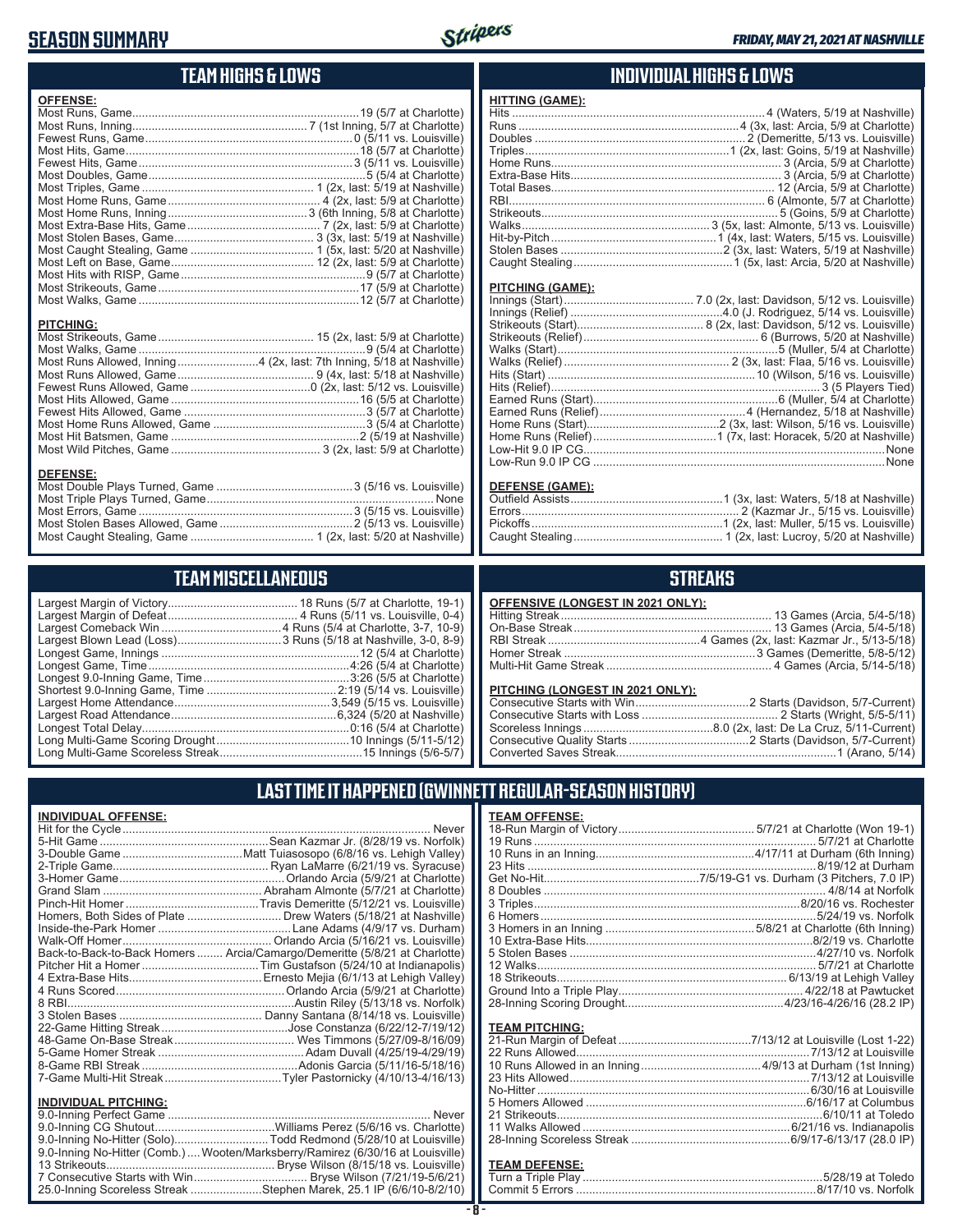# SEASON SUMMARY

## TEAM HIGHS & LOWS

### OFFENSE:

| | |
|---|---|
| Most Runs, Game | 19 (5/7 at Charlotte) |
| Most Runs, Inning | 7 (1st Inning, 5/7 at Charlotte) |
| Fewest Runs, Game | 0 (5/11 vs. Louisville) |
| Most Hits, Game | 18 (5/7 at Charlotte) |
| Fewest Hits, Game | 3 (5/11 vs. Louisville) |
| Most Doubles, Game | 5 (5/4 at Charlotte) |
| Most Triples, Game | 1 (2x, last: 5/19 at Nashville) |
| Most Home Runs, Game | 4 (2x, last: 5/9 at Charlotte) |
| Most Home Runs, Inning | 3 (6th Inning, 5/8 at Charlotte) |
| Most Extra-Base Hits, Game | 7 (2x, last: 5/9 at Charlotte) |
| Most Stolen Bases, Game | 3 (3x, last: 5/19 at Nashville) |
| Most Caught Stealing, Game | 1 (5x, last: 5/20 at Nashville) |
| Most Left on Base, Game | 12 (2x, last: 5/9 at Charlotte) |
| Most Hits with RISP, Game | 9 (5/7 at Charlotte) |
| Most Strikeouts, Game | 17 (5/9 at Charlotte) |
| Most Walks, Game | 12 (5/7 at Charlotte) |

### PITCHING:

| | |
|---|---|
| Most Strikeouts, Game | 15 (2x, last: 5/9 at Charlotte) |
| Most Walks, Game | 9 (5/4 at Charlotte) |
| Most Runs Allowed, Inning | 4 (2x, last: 7th Inning, 5/18 at Nashville) |
| Most Runs Allowed, Game | 9 (4x, last: 5/18 at Nashville) |
| Fewest Runs Allowed, Game | 0 (2x, last: 5/12 vs. Louisville) |
| Most Hits Allowed, Game | 16 (5/5 at Charlotte) |
| Fewest Hits Allowed, Game | 3 (5/7 at Charlotte) |
| Most Home Runs Allowed, Game | 3 (5/4 at Charlotte) |
| Most Hit Batsmen, Game | 2 (5/19 at Nashville) |
| Most Wild Pitches, Game | 3 (2x, last: 5/9 at Charlotte) |

### DEFENSE:

| | |
|---|---|
| Most Double Plays Turned, Game | 3 (5/16 vs. Louisville) |
| Most Triple Plays Turned, Game | None |
| Most Errors, Game | 3 (5/15 vs. Louisville) |
| Most Stolen Bases Allowed, Game | 2 (5/13 vs. Louisville) |
| Most Caught Stealing, Game | 1 (2x, last: 5/20 at Nashville) |

## INDIVIDUAL HIGHS & LOWS

### HITTING (GAME):

| | |
|---|---|
| Hits | 4 (Waters, 5/19 at Nashville) |
| Runs | 4 (3x, last: Arcia, 5/9 at Charlotte) |
| Doubles | 2 (Demeritte, 5/13 vs. Louisville) |
| Triples | 1 (2x, last: Goins, 5/19 at Nashville) |
| Home Runs | 3 (Arcia, 5/9 at Charlotte) |
| Extra-Base Hits | 3 (Arcia, 5/9 at Charlotte) |
| Total Bases | 12 (Arcia, 5/9 at Charlotte) |
| RBI | 6 (Almonte, 5/7 at Charlotte) |
| Strikeouts | 5 (Goins, 5/9 at Charlotte) |
| Walks | 3 (5x, last: Almonte, 5/13 vs. Louisville) |
| Hit-by-Pitch | 1 (4x, last: Waters, 5/15 vs. Louisville) |
| Stolen Bases | 2 (3x, last: Waters, 5/19 at Nashville) |
| Caught Stealing | 1 (5x, last: Arcia, 5/20 at Nashville) |

### PITCHING (GAME):

| | |
|---|---|
| Innings (Start) | 7.0 (2x, last: Davidson, 5/12 vs. Louisville) |
| Innings (Relief) | 4.0 (J. Rodriguez, 5/14 vs. Louisville) |
| Strikeouts (Start) | 8 (2x, last: Davidson, 5/12 vs. Louisville) |
| Strikeouts (Relief) | 6 (Burrows, 5/20 at Nashville) |
| Walks (Start) | 5 (Muller, 5/4 at Charlotte) |
| Walks (Relief) | 2 (3x, last: Flaa, 5/16 vs. Louisville) |
| Hits (Start) | 10 (Wilson, 5/16 vs. Louisville) |
| Hits (Relief) | 3 (5 Players Tied) |
| Earned Runs (Start) | 6 (Muller, 5/4 at Charlotte) |
| Earned Runs (Relief) | 4 (Hernandez, 5/18 at Nashville) |
| Home Runs (Start) | 2 (3x, last: Wilson, 5/16 vs. Louisville) |
| Home Runs (Relief) | 1 (7x, last: Horacek, 5/20 at Nashville) |
| Low-Hit 9.0 IP CG | None |
| Low-Run 9.0 IP CG | None |

### DEFENSE (GAME):

| | |
|---|---|
| Outfield Assists | 1 (3x, last: Waters, 5/18 at Nashville) |
| Errors | 2 (Kazmar Jr., 5/15 vs. Louisville) |
| Pickoffs | 1 (2x, last: Muller, 5/15 vs. Louisville) |
| Caught Stealing | 1 (2x, last: Lucroy, 5/20 at Nashville) |

## TEAM MISCELLANEOUS

| | |
|---|---|
| Largest Margin of Victory | 18 Runs (5/7 at Charlotte, 19-1) |
| Largest Margin of Defeat | 4 Runs (5/11 vs. Louisville, 0-4) |
| Largest Comeback Win | 4 Runs (5/4 at Charlotte, 3-7, 10-9) |
| Largest Blown Lead (Loss) | 3 Runs (5/18 at Nashville, 3-0, 8-9) |
| Longest Game, Innings | 12 (5/4 at Charlotte) |
| Longest Game, Time | 4:26 (5/4 at Charlotte) |
| Longest 9.0-Inning Game, Time | 3:26 (5/5 at Charlotte) |
| Shortest 9.0-Inning Game, Time | 2:19 (5/14 vs. Louisville) |
| Largest Home Attendance | 3,549 (5/15 vs. Louisville) |
| Largest Road Attendance | 6,324 (5/20 at Nashville) |
| Longest Total Delay | 0:16 (5/4 at Charlotte) |
| Long Multi-Game Scoring Drought | 10 Innings (5/11-5/12) |
| Long Multi-Game Scoreless Streak | 15 Innings (5/6-5/7) |

## STREAKS

### OFFENSIVE (LONGEST IN 2021 ONLY):

| | |
|---|---|
| Hitting Streak | 13 Games (Arcia, 5/4-5/18) |
| On-Base Streak | 13 Games (Arcia, 5/4-5/18) |
| RBI Streak | 4 Games (2x, last: Kazmar Jr., 5/13-5/18) |
| Homer Streak | 3 Games (Demeritte, 5/8-5/12) |
| Multi-Hit Game Streak | 4 Games (Arcia, 5/14-5/18) |

### PITCHING (LONGEST IN 2021 ONLY):

| | |
|---|---|
| Consecutive Starts with Win | 2 Starts (Davidson, 5/7-Current) |
| Consecutive Starts with Loss | 2 Starts (Wright, 5/5-5/11) |
| Scoreless Innings | 8.0 (2x, last: De La Cruz, 5/11-Current) |
| Consecutive Quality Starts | 2 Starts (Davidson, 5/7-Current) |
| Converted Saves Streak | 1 (Arano, 5/14) |

## LAST TIME IT HAPPENED (GWINNETT REGULAR-SEASON HISTORY)

### INDIVIDUAL OFFENSE:

| | |
|---|---|
| Hit for the Cycle | Never |
| 5-Hit Game | Sean Kazmar Jr. (8/28/19 vs. Norfolk) |
| 3-Double Game | Matt Tuiasosopo (6/8/16 vs. Lehigh Valley) |
| 2-Triple Game | Ryan LaMarre (6/21/19 vs. Syracuse) |
| 3-Homer Game | Orlando Arcia (5/9/21 at Charlotte) |
| Grand Slam | Abraham Almonte (5/7/21 at Charlotte) |
| Pinch-Hit Homer | Travis Demeritte (5/12/21 vs. Louisville) |
| Homers, Both Sides of Plate | Drew Waters (5/18/21 at Nashville) |
| Inside-the-Park Homer | Lane Adams (4/9/17 vs. Durham) |
| Walk-Off Homer | Orlando Arcia (5/16/21 vs. Louisville) |
| Back-to-Back-to-Back Homers | Arcia/Camargo/Demeritte (5/8/21 at Charlotte) |
| Pitcher Hit a Homer | Tim Gustafson (5/24/10 at Indianapolis) |
| 4 Extra-Base Hits | Ernesto Mejia (6/1/13 at Lehigh Valley) |
| 4 Runs Scored | Orlando Arcia (5/9/21 at Charlotte) |
| 8 RBI | Austin Riley (5/13/18 vs. Norfolk) |
| 3 Stolen Bases | Danny Santana (8/14/18 vs. Louisville) |
| 22-Game Hitting Streak | Jose Constanza (6/22/12-7/19/12) |
| 48-Game On-Base Streak | Wes Timmons (5/27/09-8/16/09) |
| 5-Game Homer Streak | Adam Duvall (4/25/19-4/29/19) |
| 8-Game RBI Streak | Adonis Garcia (5/11/16-5/18/16) |
| 7-Game Multi-Hit Streak | Tyler Pastornicky (4/10/13-4/16/13) |

### INDIVIDUAL PITCHING:

| | |
|---|---|
| 9.0-Inning Perfect Game | Never |
| 9.0-Inning CG Shutout | Williams Perez (5/6/16 vs. Charlotte) |
| 9.0-Inning No-Hitter (Solo) | Todd Redmond (5/28/10 at Louisville) |
| 9.0-Inning No-Hitter (Comb.) | Wooten/Marksberry/Ramirez (6/30/16 at Louisville) |
| 13 Strikeouts | Bryse Wilson (8/15/18 vs. Louisville) |
| 7 Consecutive Starts with Win | Bryse Wilson (7/21/19-5/6/21) |
| 25.0-Inning Scoreless Streak | Stephen Marek, 25.1 IP (6/6/10-8/2/10) |

### TEAM OFFENSE:

| | |
|---|---|
| 18-Run Margin of Victory | 5/7/21 at Charlotte (Won 19-1) |
| 19 Runs | 5/7/21 at Charlotte |
| 10 Runs in an Inning | 4/17/11 at Durham (6th Inning) |
| 23 Hits | 8/19/12 at Durham |
| Get No-Hit | 7/5/19-G1 vs. Durham (3 Pitchers, 7.0 IP) |
| 8 Doubles | 4/8/14 at Norfolk |
| 3 Triples | 8/20/16 vs. Rochester |
| 6 Homers | 5/24/19 vs. Norfolk |
| 3 Homers in an Inning | 5/8/21 at Charlotte (6th Inning) |
| 10 Extra-Base Hits | 8/2/19 vs. Charlotte |
| 5 Stolen Bases | 4/27/10 vs. Norfolk |
| 12 Walks | 5/7/21 at Charlotte |
| 18 Strikeouts | 6/13/19 at Lehigh Valley |
| Ground Into a Triple Play | 4/22/18 at Pawtucket |
| 28-Inning Scoring Drought | 4/23/16-4/26/16 (28.2 IP) |

### TEAM PITCHING:

| | |
|---|---|
| 21-Run Margin of Defeat | 7/13/12 at Louisville (Lost 1-22) |
| 22 Runs Allowed | 7/13/12 at Louisville |
| 10 Runs Allowed in an Inning | 4/9/13 at Durham (1st Inning) |
| 23 Hits Allowed | 7/13/12 at Louisville |
| No-Hitter | 6/30/16 at Louisville |
| 5 Homers Allowed | 6/16/17 at Columbus |
| 21 Strikeouts | 6/10/11 at Toledo |
| 11 Walks Allowed | 6/21/16 vs. Indianapolis |
| 28-Inning Scoreless Streak | 6/9/17-6/13/17 (28.0 IP) |

### TEAM DEFENSE:

| | |
|---|---|
| Turn a Triple Play | 5/28/19 at Toledo |
| Commit 5 Errors | 8/17/10 vs. Norfolk |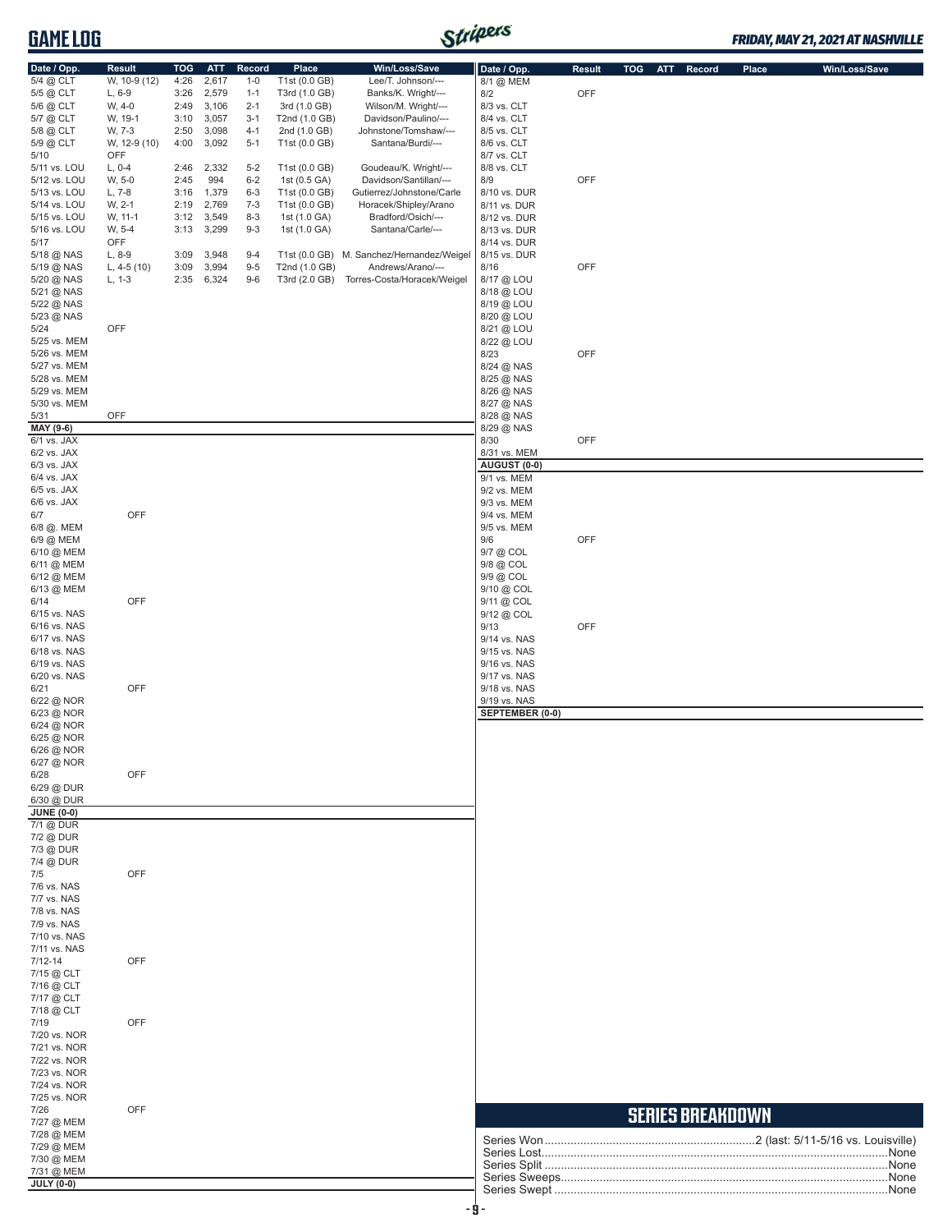# GAME LOG

*FRIDAY, MAY 21, 2021 AT NASHVILLE*

| Date / Opp. | Result | TOG | ATT | Record | Place | Win/Loss/Save |
|---|---|---|---|---|---|---|
| 5/4 @ CLT | W, 10-9 (12) | 4:26 | 2,617 | 1-0 | T1st (0.0 GB) | Lee/T. Johnson/--- |
| 5/5 @ CLT | L, 6-9 | 3:26 | 2,579 | 1-1 | T3rd (1.0 GB) | Banks/K. Wright/--- |
| 5/6 @ CLT | W, 4-0 | 2:49 | 3,106 | 2-1 | 3rd (1.0 GB) | Wilson/M. Wright/--- |
| 5/7 @ CLT | W, 19-1 | 3:10 | 3,057 | 3-1 | T2nd (1.0 GB) | Davidson/Paulino/--- |
| 5/8 @ CLT | W, 7-3 | 2:50 | 3,098 | 4-1 | 2nd (1.0 GB) | Johnstone/Tomshaw/--- |
| 5/9 @ CLT | W, 12-9 (10) | 4:00 | 3,092 | 5-1 | T1st (0.0 GB) | Santana/Burdi/--- |
| 5/10 | OFF | | | | | |
| 5/11 vs. LOU | L, 0-4 | 2:46 | 2,332 | 5-2 | T1st (0.0 GB) | Goudeau/K. Wright/--- |
| 5/12 vs. LOU | W, 5-0 | 2:45 | 994 | 6-2 | 1st (0.5 GA) | Davidson/Santillan/--- |
| 5/13 vs. LOU | L, 7-8 | 3:16 | 1,379 | 6-3 | T1st (0.0 GB) | Gutierrez/Johnstone/Carle |
| 5/14 vs. LOU | W, 2-1 | 2:19 | 2,769 | 7-3 | T1st (0.0 GB) | Horacek/Shipley/Arano |
| 5/15 vs. LOU | W, 11-1 | 3:12 | 3,549 | 8-3 | 1st (1.0 GA) | Bradford/Osich/--- |
| 5/16 vs. LOU | W, 5-4 | 3:13 | 3,299 | 9-3 | 1st (1.0 GA) | Santana/Carle/--- |
| 5/17 | OFF | | | | | |
| 5/18 @ NAS | L, 8-9 | 3:09 | 3,948 | 9-4 | T1st (0.0 GB) | M. Sanchez/Hernandez/Weigel |
| 5/19 @ NAS | L, 4-5 (10) | 3:09 | 3,994 | 9-5 | T2nd (1.0 GB) | Andrews/Arano/--- |
| 5/20 @ NAS | L, 1-3 | 2:35 | 6,324 | 9-6 | T3rd (2.0 GB) | Torres-Costa/Horacek/Weigel |
| 5/21 @ NAS | | | | | | |
| 5/22 @ NAS | | | | | | |
| 5/23 @ NAS | | | | | | |
| 5/24 | OFF | | | | | |
| 5/25 vs. MEM | | | | | | |
| 5/26 vs. MEM | | | | | | |
| 5/27 vs. MEM | | | | | | |
| 5/28 vs. MEM | | | | | | |
| 5/29 vs. MEM | | | | | | |
| 5/30 vs. MEM | | | | | | |
| 5/31 | OFF | | | | | |
| **MAY (9-6)** | | | | | | |
| 6/1 vs. JAX | | | | | | |
| 6/2 vs. JAX | | | | | | |
| 6/3 vs. JAX | | | | | | |
| 6/4 vs. JAX | | | | | | |
| 6/5 vs. JAX | | | | | | |
| 6/6 vs. JAX | | | | | | |
| 6/7 | OFF | | | | | |
| 6/8 @. MEM | | | | | | |
| 6/9 @ MEM | | | | | | |
| 6/10 @ MEM | | | | | | |
| 6/11 @ MEM | | | | | | |
| 6/12 @ MEM | | | | | | |
| 6/13 @ MEM | | | | | | |
| 6/14 | OFF | | | | | |
| 6/15 vs. NAS | | | | | | |
| 6/16 vs. NAS | | | | | | |
| 6/17 vs. NAS | | | | | | |
| 6/18 vs. NAS | | | | | | |
| 6/19 vs. NAS | | | | | | |
| 6/20 vs. NAS | | | | | | |
| 6/21 | OFF | | | | | |
| 6/22 @ NOR | | | | | | |
| 6/23 @ NOR | | | | | | |
| 6/24 @ NOR | | | | | | |
| 6/25 @ NOR | | | | | | |
| 6/26 @ NOR | | | | | | |
| 6/27 @ NOR | | | | | | |
| 6/28 | OFF | | | | | |
| 6/29 @ DUR | | | | | | |
| 6/30 @ DUR | | | | | | |
| **JUNE (0-0)** | | | | | | |
| 7/1 @ DUR | | | | | | |
| 7/2 @ DUR | | | | | | |
| 7/3 @ DUR | | | | | | |
| 7/4 @ DUR | | | | | | |
| 7/5 | OFF | | | | | |
| 7/6 vs. NAS | | | | | | |
| 7/7 vs. NAS | | | | | | |
| 7/8 vs. NAS | | | | | | |
| 7/9 vs. NAS | | | | | | |
| 7/10 vs. NAS | | | | | | |
| 7/11 vs. NAS | | | | | | |
| 7/12-14 | OFF | | | | | |
| 7/15 @ CLT | | | | | | |
| 7/16 @ CLT | | | | | | |
| 7/17 @ CLT | | | | | | |
| 7/18 @ CLT | | | | | | |
| 7/19 | OFF | | | | | |
| 7/20 vs. NOR | | | | | | |
| 7/21 vs. NOR | | | | | | |
| 7/22 vs. NOR | | | | | | |
| 7/23 vs. NOR | | | | | | |
| 7/24 vs. NOR | | | | | | |
| 7/25 vs. NOR | | | | | | |
| 7/26 | OFF | | | | | |
| 7/27 @ MEM | | | | | | |
| 7/28 @ MEM | | | | | | |
| 7/29 @ MEM | | | | | | |
| 7/30 @ MEM | | | | | | |
| 7/31 @ MEM | | | | | | |
| **JULY (0-0)** | | | | | | |

| Date / Opp. | Result | TOG | ATT | Record | Place | Win/Loss/Save |
|---|---|---|---|---|---|---|
| 8/1 @ MEM | | | | | | |
| 8/2 | OFF | | | | | |
| 8/3 vs. CLT | | | | | | |
| 8/4 vs. CLT | | | | | | |
| 8/5 vs. CLT | | | | | | |
| 8/6 vs. CLT | | | | | | |
| 8/7 vs. CLT | | | | | | |
| 8/8 vs. CLT | | | | | | |
| 8/9 | OFF | | | | | |
| 8/10 vs. DUR | | | | | | |
| 8/11 vs. DUR | | | | | | |
| 8/12 vs. DUR | | | | | | |
| 8/13 vs. DUR | | | | | | |
| 8/14 vs. DUR | | | | | | |
| 8/15 vs. DUR | | | | | | |
| 8/16 | OFF | | | | | |
| 8/17 @ LOU | | | | | | |
| 8/18 @ LOU | | | | | | |
| 8/19 @ LOU | | | | | | |
| 8/20 @ LOU | | | | | | |
| 8/21 @ LOU | | | | | | |
| 8/22 @ LOU | | | | | | |
| 8/23 | OFF | | | | | |
| 8/24 @ NAS | | | | | | |
| 8/25 @ NAS | | | | | | |
| 8/26 @ NAS | | | | | | |
| 8/27 @ NAS | | | | | | |
| 8/28 @ NAS | | | | | | |
| 8/29 @ NAS | | | | | | |
| 8/30 | OFF | | | | | |
| 8/31 vs. MEM | | | | | | |
| **AUGUST (0-0)** | | | | | | |
| 9/1 vs. MEM | | | | | | |
| 9/2 vs. MEM | | | | | | |
| 9/3 vs. MEM | | | | | | |
| 9/4 vs. MEM | | | | | | |
| 9/5 vs. MEM | | | | | | |
| 9/6 | OFF | | | | | |
| 9/7 @ COL | | | | | | |
| 9/8 @ COL | | | | | | |
| 9/9 @ COL | | | | | | |
| 9/10 @ COL | | | | | | |
| 9/11 @ COL | | | | | | |
| 9/12 @ COL | | | | | | |
| 9/13 | OFF | | | | | |
| 9/14 vs. NAS | | | | | | |
| 9/15 vs. NAS | | | | | | |
| 9/16 vs. NAS | | | | | | |
| 9/17 vs. NAS | | | | | | |
| 9/18 vs. NAS | | | | | | |
| 9/19 vs. NAS | | | | | | |
| **SEPTEMBER (0-0)** | | | | | | |

## SERIES BREAKDOWN

Series Won.......2 (last: 5/11-5/16 vs. Louisville)
Series Lost.......None
Series Split.......None
Series Sweeps.......None
Series Swept.......None